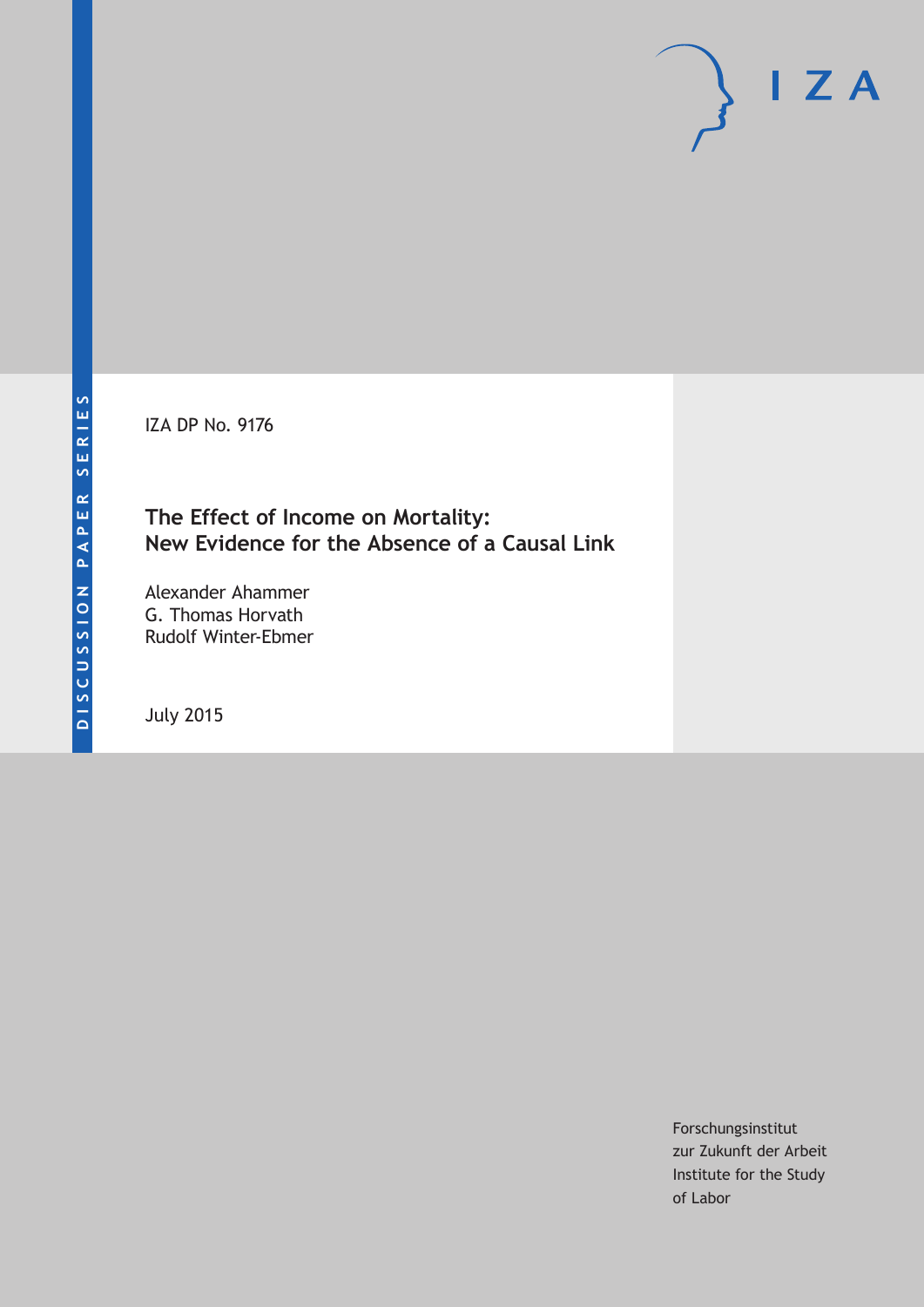IZA

DISCUSSION PAPER SERIES

IZA DP No. 9176

# The Effect of Income on Mortality: New Evidence for the Absence of a Causal Link

Alexander Ahammer
G. Thomas Horvath
Rudolf Winter-Ebmer

July 2015

Forschungsinstitut
zur Zukunft der Arbeit
Institute for the Study
of Labor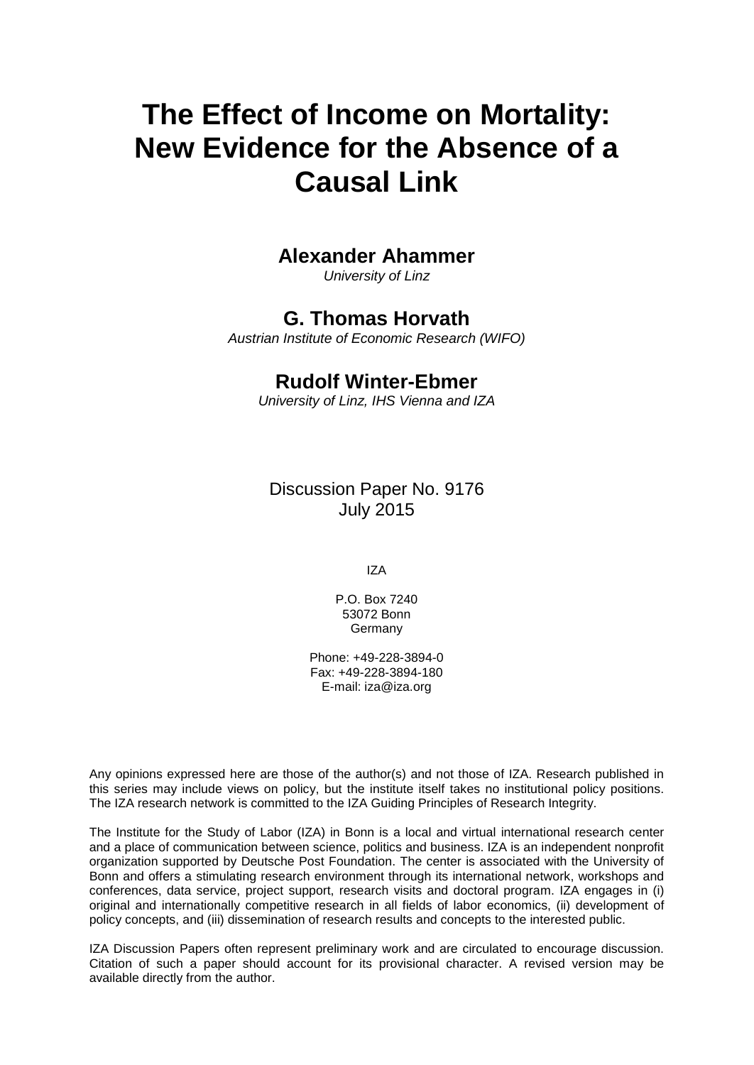# The Effect of Income on Mortality: New Evidence for the Absence of a Causal Link

**Alexander Ahammer**
*University of Linz*

**G. Thomas Horvath**
*Austrian Institute of Economic Research (WIFO)*

**Rudolf Winter-Ebmer**
*University of Linz, IHS Vienna and IZA*

Discussion Paper No. 9176
July 2015

IZA

P.O. Box 7240
53072 Bonn
Germany

Phone: +49-228-3894-0
Fax: +49-228-3894-180
E-mail: iza@iza.org

Any opinions expressed here are those of the author(s) and not those of IZA. Research published in this series may include views on policy, but the institute itself takes no institutional policy positions. The IZA research network is committed to the IZA Guiding Principles of Research Integrity.

The Institute for the Study of Labor (IZA) in Bonn is a local and virtual international research center and a place of communication between science, politics and business. IZA is an independent nonprofit organization supported by Deutsche Post Foundation. The center is associated with the University of Bonn and offers a stimulating research environment through its international network, workshops and conferences, data service, project support, research visits and doctoral program. IZA engages in (i) original and internationally competitive research in all fields of labor economics, (ii) development of policy concepts, and (iii) dissemination of research results and concepts to the interested public.

IZA Discussion Papers often represent preliminary work and are circulated to encourage discussion. Citation of such a paper should account for its provisional character. A revised version may be available directly from the author.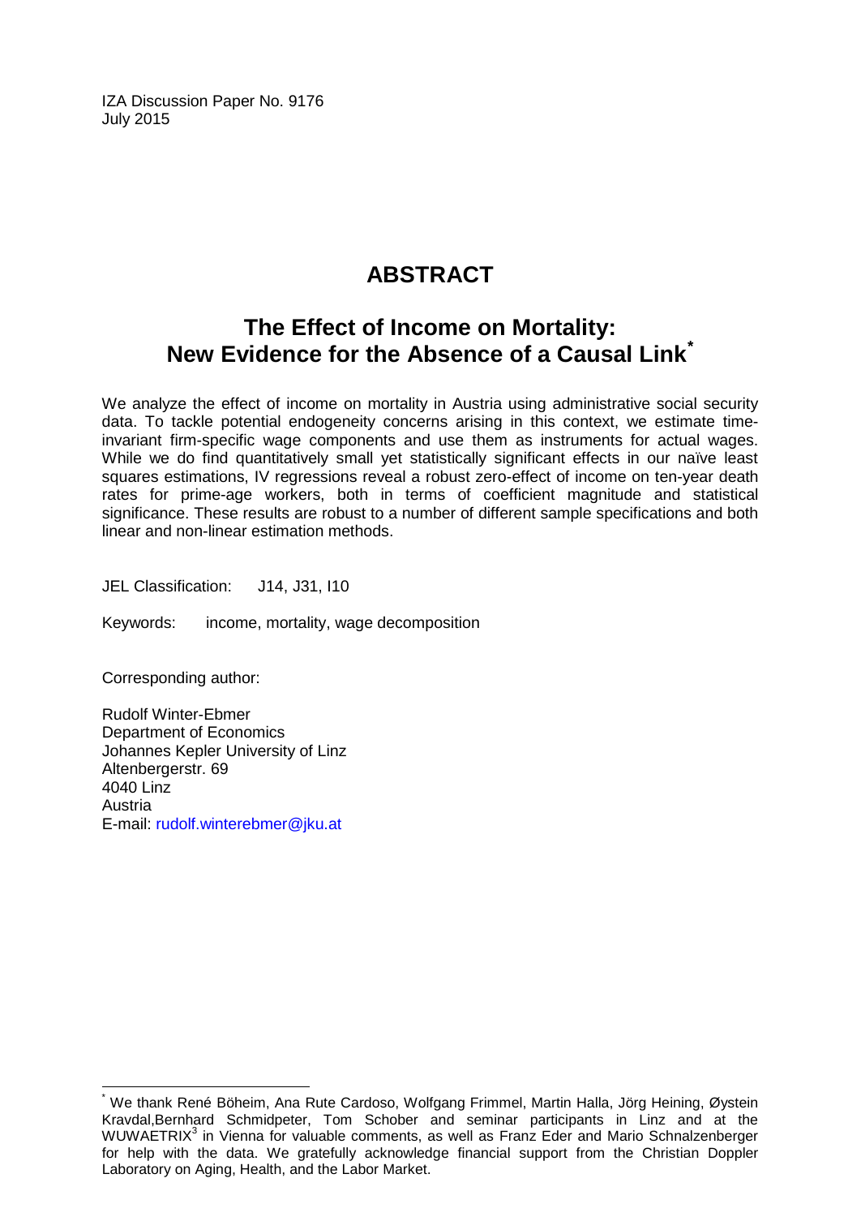IZA Discussion Paper No. 9176
July 2015

# ABSTRACT

## The Effect of Income on Mortality: New Evidence for the Absence of a Causal Link[*]

We analyze the effect of income on mortality in Austria using administrative social security data. To tackle potential endogeneity concerns arising in this context, we estimate time-invariant firm-specific wage components and use them as instruments for actual wages. While we do find quantitatively small yet statistically significant effects in our naïve least squares estimations, IV regressions reveal a robust zero-effect of income on ten-year death rates for prime-age workers, both in terms of coefficient magnitude and statistical significance. These results are robust to a number of different sample specifications and both linear and non-linear estimation methods.

JEL Classification: J14, J31, I10

Keywords: income, mortality, wage decomposition

Corresponding author:

Rudolf Winter-Ebmer
Department of Economics
Johannes Kepler University of Linz
Altenbergerstr. 69
4040 Linz
Austria
E-mail: rudolf.winterebmer@jku.at

---

[*] We thank René Böheim, Ana Rute Cardoso, Wolfgang Frimmel, Martin Halla, Jörg Heining, Øystein Kravdal,Bernhard Schmidpeter, Tom Schober and seminar participants in Linz and at the WUWAETRIX[3] in Vienna for valuable comments, as well as Franz Eder and Mario Schnalzenberger for help with the data. We gratefully acknowledge financial support from the Christian Doppler Laboratory on Aging, Health, and the Labor Market.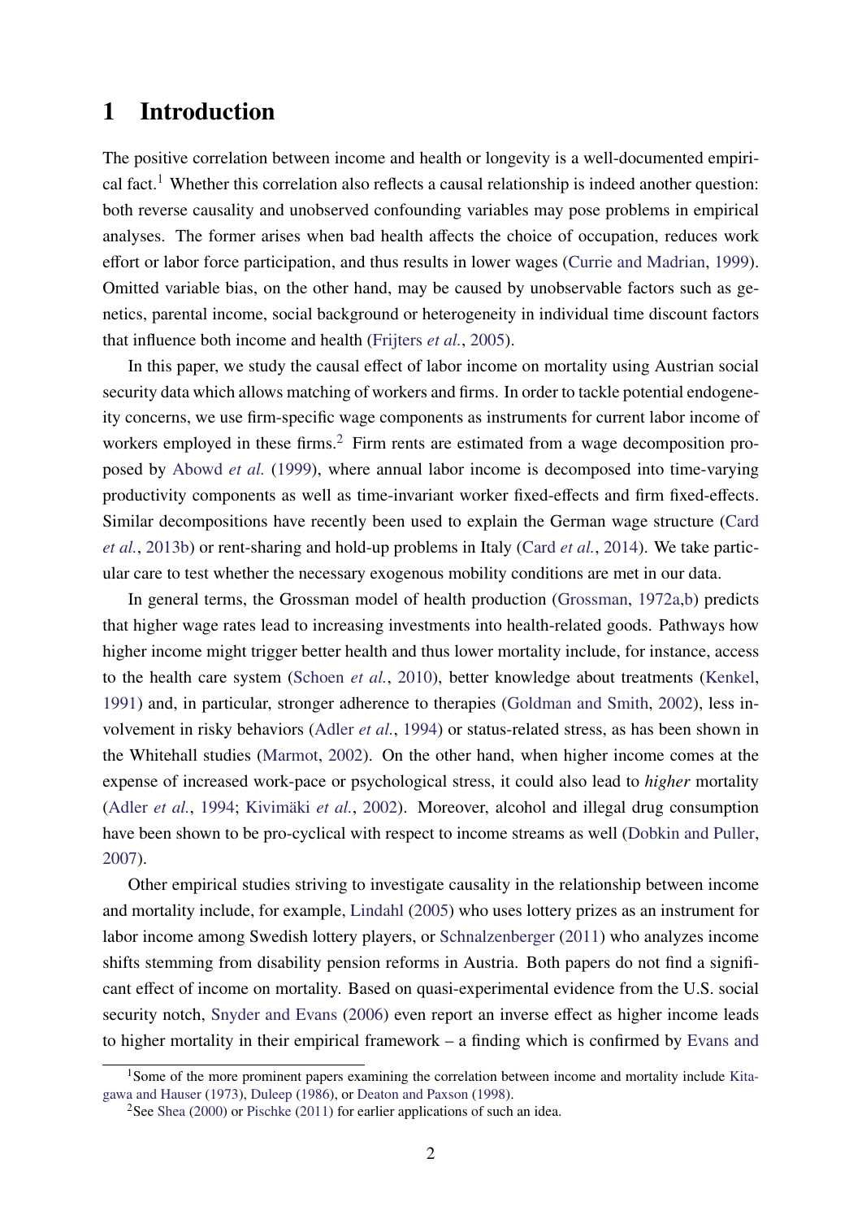# 1 Introduction

The positive correlation between income and health or longevity is a well-documented empirical fact.[1] Whether this correlation also reflects a causal relationship is indeed another question: both reverse causality and unobserved confounding variables may pose problems in empirical analyses. The former arises when bad health affects the choice of occupation, reduces work effort or labor force participation, and thus results in lower wages (Currie and Madrian, 1999). Omitted variable bias, on the other hand, may be caused by unobservable factors such as genetics, parental income, social background or heterogeneity in individual time discount factors that influence both income and health (Frijters *et al.*, 2005).

In this paper, we study the causal effect of labor income on mortality using Austrian social security data which allows matching of workers and firms. In order to tackle potential endogeneity concerns, we use firm-specific wage components as instruments for current labor income of workers employed in these firms.[2] Firm rents are estimated from a wage decomposition proposed by Abowd *et al.* (1999), where annual labor income is decomposed into time-varying productivity components as well as time-invariant worker fixed-effects and firm fixed-effects. Similar decompositions have recently been used to explain the German wage structure (Card *et al.*, 2013b) or rent-sharing and hold-up problems in Italy (Card *et al.*, 2014). We take particular care to test whether the necessary exogenous mobility conditions are met in our data.

In general terms, the Grossman model of health production (Grossman, 1972a,b) predicts that higher wage rates lead to increasing investments into health-related goods. Pathways how higher income might trigger better health and thus lower mortality include, for instance, access to the health care system (Schoen *et al.*, 2010), better knowledge about treatments (Kenkel, 1991) and, in particular, stronger adherence to therapies (Goldman and Smith, 2002), less involvement in risky behaviors (Adler *et al.*, 1994) or status-related stress, as has been shown in the Whitehall studies (Marmot, 2002). On the other hand, when higher income comes at the expense of increased work-pace or psychological stress, it could also lead to *higher* mortality (Adler *et al.*, 1994; Kivimäki *et al.*, 2002). Moreover, alcohol and illegal drug consumption have been shown to be pro-cyclical with respect to income streams as well (Dobkin and Puller, 2007).

Other empirical studies striving to investigate causality in the relationship between income and mortality include, for example, Lindahl (2005) who uses lottery prizes as an instrument for labor income among Swedish lottery players, or Schnalzenberger (2011) who analyzes income shifts stemming from disability pension reforms in Austria. Both papers do not find a significant effect of income on mortality. Based on quasi-experimental evidence from the U.S. social security notch, Snyder and Evans (2006) even report an inverse effect as higher income leads to higher mortality in their empirical framework – a finding which is confirmed by Evans and

[1] Some of the more prominent papers examining the correlation between income and mortality include Kitagawa and Hauser (1973), Duleep (1986), or Deaton and Paxson (1998).

[2] See Shea (2000) or Pischke (2011) for earlier applications of such an idea.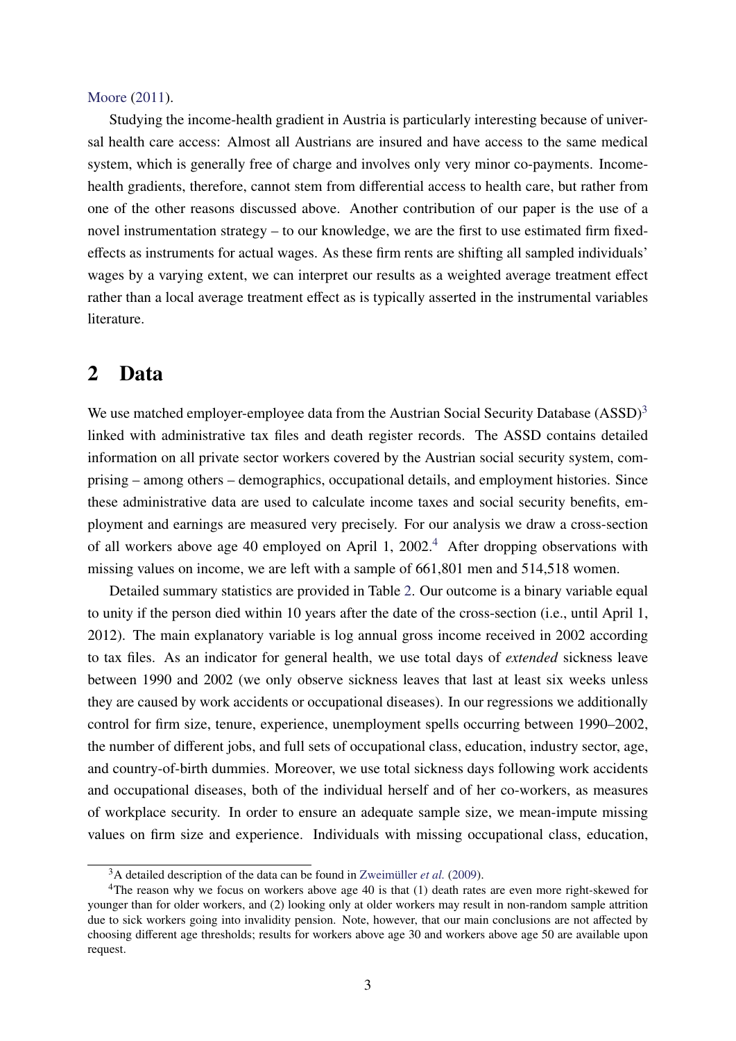Moore (2011).

Studying the income-health gradient in Austria is particularly interesting because of universal health care access: Almost all Austrians are insured and have access to the same medical system, which is generally free of charge and involves only very minor co-payments. Income-health gradients, therefore, cannot stem from differential access to health care, but rather from one of the other reasons discussed above. Another contribution of our paper is the use of a novel instrumentation strategy – to our knowledge, we are the first to use estimated firm fixed-effects as instruments for actual wages. As these firm rents are shifting all sampled individuals' wages by a varying extent, we can interpret our results as a weighted average treatment effect rather than a local average treatment effect as is typically asserted in the instrumental variables literature.

# 2 Data

We use matched employer-employee data from the Austrian Social Security Database (ASSD)[3] linked with administrative tax files and death register records. The ASSD contains detailed information on all private sector workers covered by the Austrian social security system, comprising – among others – demographics, occupational details, and employment histories. Since these administrative data are used to calculate income taxes and social security benefits, employment and earnings are measured very precisely. For our analysis we draw a cross-section of all workers above age 40 employed on April 1, 2002.[4] After dropping observations with missing values on income, we are left with a sample of 661,801 men and 514,518 women.

Detailed summary statistics are provided in Table 2. Our outcome is a binary variable equal to unity if the person died within 10 years after the date of the cross-section (i.e., until April 1, 2012). The main explanatory variable is log annual gross income received in 2002 according to tax files. As an indicator for general health, we use total days of *extended* sickness leave between 1990 and 2002 (we only observe sickness leaves that last at least six weeks unless they are caused by work accidents or occupational diseases). In our regressions we additionally control for firm size, tenure, experience, unemployment spells occurring between 1990–2002, the number of different jobs, and full sets of occupational class, education, industry sector, age, and country-of-birth dummies. Moreover, we use total sickness days following work accidents and occupational diseases, both of the individual herself and of her co-workers, as measures of workplace security. In order to ensure an adequate sample size, we mean-impute missing values on firm size and experience. Individuals with missing occupational class, education,

[3] A detailed description of the data can be found in Zweimüller *et al.* (2009).

[4] The reason why we focus on workers above age 40 is that (1) death rates are even more right-skewed for younger than for older workers, and (2) looking only at older workers may result in non-random sample attrition due to sick workers going into invalidity pension. Note, however, that our main conclusions are not affected by choosing different age thresholds; results for workers above age 30 and workers above age 50 are available upon request.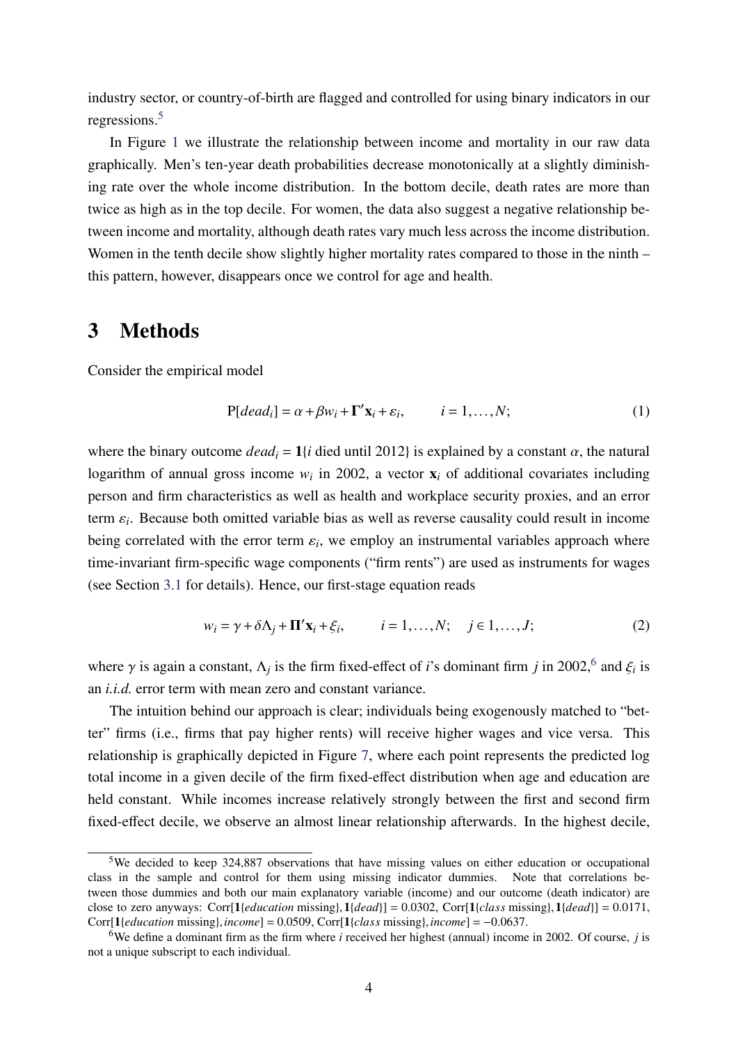industry sector, or country-of-birth are flagged and controlled for using binary indicators in our regressions.[5]

In Figure 1 we illustrate the relationship between income and mortality in our raw data graphically. Men's ten-year death probabilities decrease monotonically at a slightly diminishing rate over the whole income distribution. In the bottom decile, death rates are more than twice as high as in the top decile. For women, the data also suggest a negative relationship between income and mortality, although death rates vary much less across the income distribution. Women in the tenth decile show slightly higher mortality rates compared to those in the ninth – this pattern, however, disappears once we control for age and health.

# 3 Methods

Consider the empirical model

$$\text{P}[dead_i] = \alpha + \beta w_i + \mathbf{\Gamma}'\mathbf{x}_i + \varepsilon_i, \qquad i = 1, \ldots, N; \tag{1}$$

where the binary outcome $dead_i = \mathbf{1}\{i \text{ died until 2012}\}$ is explained by a constant $\alpha$, the natural logarithm of annual gross income $w_i$ in 2002, a vector $\mathbf{x}_i$ of additional covariates including person and firm characteristics as well as health and workplace security proxies, and an error term $\varepsilon_i$. Because both omitted variable bias as well as reverse causality could result in income being correlated with the error term $\varepsilon_i$, we employ an instrumental variables approach where time-invariant firm-specific wage components ("firm rents") are used as instruments for wages (see Section 3.1 for details). Hence, our first-stage equation reads

$$w_i = \gamma + \delta\Lambda_j + \mathbf{\Pi}'\mathbf{x}_i + \xi_i, \qquad i = 1, \ldots, N; \quad j \in 1, \ldots, J; \tag{2}$$

where $\gamma$ is again a constant, $\Lambda_j$ is the firm fixed-effect of $i$'s dominant firm $j$ in 2002,[6] and $\xi_i$ is an *i.i.d.* error term with mean zero and constant variance.

The intuition behind our approach is clear; individuals being exogenously matched to "better" firms (i.e., firms that pay higher rents) will receive higher wages and vice versa. This relationship is graphically depicted in Figure 7, where each point represents the predicted log total income in a given decile of the firm fixed-effect distribution when age and education are held constant. While incomes increase relatively strongly between the first and second firm fixed-effect decile, we observe an almost linear relationship afterwards. In the highest decile,

[5] We decided to keep 324,887 observations that have missing values on either education or occupational class in the sample and control for them using missing indicator dummies. Note that correlations between those dummies and both our main explanatory variable (income) and our outcome (death indicator) are close to zero anyways: $\text{Corr}[\mathbf{1}\{education \text{ missing}\}, \mathbf{1}\{dead\}] = 0.0302$, $\text{Corr}[\mathbf{1}\{class \text{ missing}\}, \mathbf{1}\{dead\}] = 0.0171$, $\text{Corr}[\mathbf{1}\{education \text{ missing}\}, income] = 0.0509$, $\text{Corr}[\mathbf{1}\{class \text{ missing}\}, income] = -0.0637$.

[6] We define a dominant firm as the firm where $i$ received her highest (annual) income in 2002. Of course, $j$ is not a unique subscript to each individual.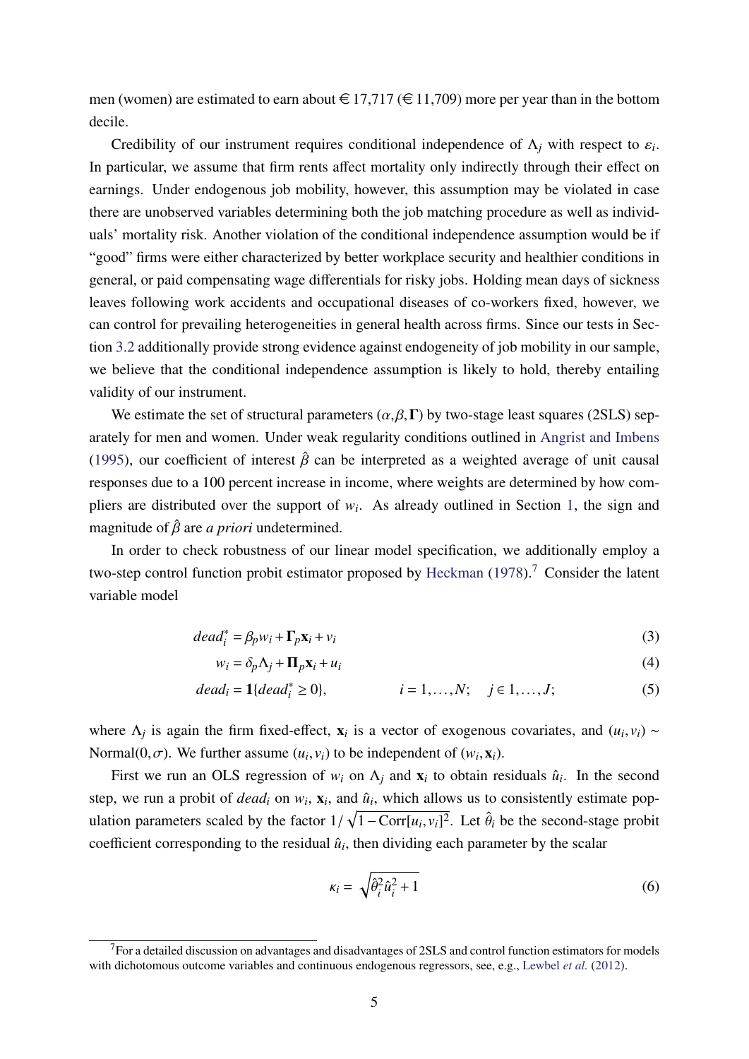men (women) are estimated to earn about €17,717 (€11,709) more per year than in the bottom decile.

Credibility of our instrument requires conditional independence of $\Lambda_j$ with respect to $\varepsilon_i$. In particular, we assume that firm rents affect mortality only indirectly through their effect on earnings. Under endogenous job mobility, however, this assumption may be violated in case there are unobserved variables determining both the job matching procedure as well as individuals' mortality risk. Another violation of the conditional independence assumption would be if "good" firms were either characterized by better workplace security and healthier conditions in general, or paid compensating wage differentials for risky jobs. Holding mean days of sickness leaves following work accidents and occupational diseases of co-workers fixed, however, we can control for prevailing heterogeneities in general health across firms. Since our tests in Section 3.2 additionally provide strong evidence against endogeneity of job mobility in our sample, we believe that the conditional independence assumption is likely to hold, thereby entailing validity of our instrument.

We estimate the set of structural parameters $(\alpha, \beta, \mathbf{\Gamma})$ by two-stage least squares (2SLS) separately for men and women. Under weak regularity conditions outlined in Angrist and Imbens (1995), our coefficient of interest $\hat{\beta}$ can be interpreted as a weighted average of unit causal responses due to a 100 percent increase in income, where weights are determined by how compliers are distributed over the support of $w_i$. As already outlined in Section 1, the sign and magnitude of $\hat{\beta}$ are *a priori* undetermined.

In order to check robustness of our linear model specification, we additionally employ a two-step control function probit estimator proposed by Heckman (1978).[7] Consider the latent variable model

$$dead_i^* = \beta_p w_i + \mathbf{\Gamma}_p \mathbf{x}_i + v_i \tag{3}$$

$$w_i = \delta_p \Lambda_j + \mathbf{\Pi}_p \mathbf{x}_i + u_i \tag{4}$$

$$dead_i = \mathbf{1}\{dead_i^* \geq 0\}, \qquad i = 1, \ldots, N; \quad j \in 1, \ldots, J; \tag{5}$$

where $\Lambda_j$ is again the firm fixed-effect, $\mathbf{x}_i$ is a vector of exogenous covariates, and $(u_i, v_i) \sim \text{Normal}(0, \sigma)$. We further assume $(u_i, v_i)$ to be independent of $(w_i, \mathbf{x}_i)$.

First we run an OLS regression of $w_i$ on $\Lambda_j$ and $\mathbf{x}_i$ to obtain residuals $\hat{u}_i$. In the second step, we run a probit of $dead_i$ on $w_i$, $\mathbf{x}_i$, and $\hat{u}_i$, which allows us to consistently estimate population parameters scaled by the factor $1/\sqrt{1 - \text{Corr}[u_i, v_i]^2}$. Let $\hat{\theta}_i$ be the second-stage probit coefficient corresponding to the residual $\hat{u}_i$, then dividing each parameter by the scalar

$$\kappa_i = \sqrt{\hat{\theta}_i^2 \hat{u}_i^2 + 1} \tag{6}$$

[7] For a detailed discussion on advantages and disadvantages of 2SLS and control function estimators for models with dichotomous outcome variables and continuous endogenous regressors, see, e.g., Lewbel *et al.* (2012).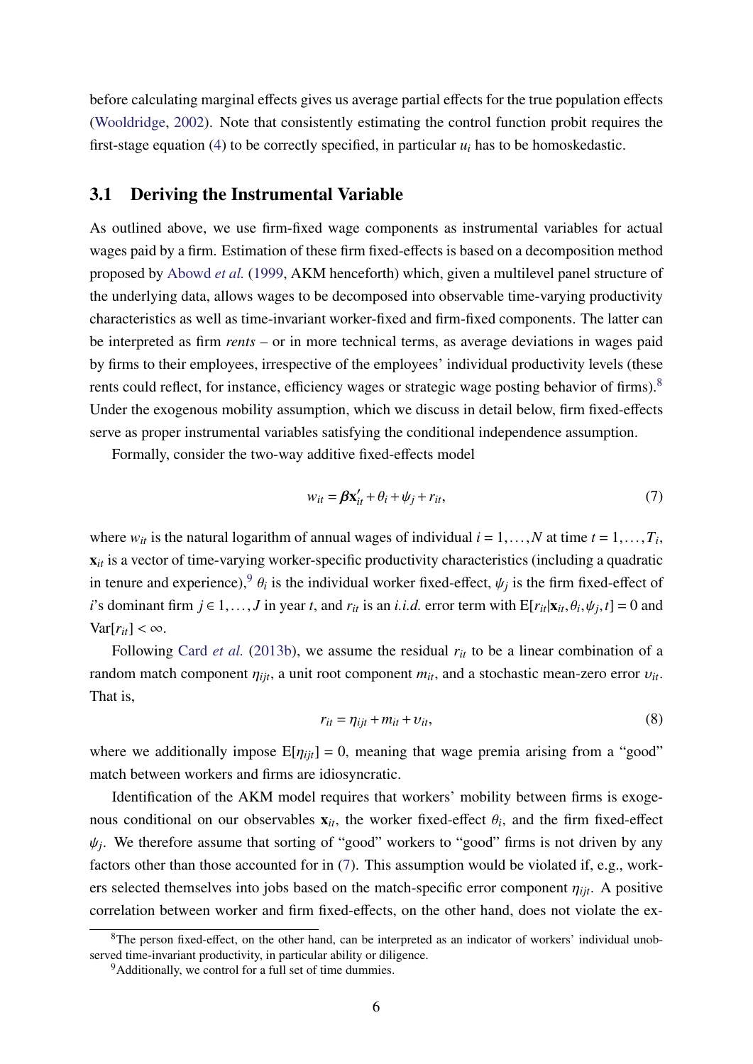before calculating marginal effects gives us average partial effects for the true population effects (Wooldridge, 2002). Note that consistently estimating the control function probit requires the first-stage equation (4) to be correctly specified, in particular $u_i$ has to be homoskedastic.

## 3.1 Deriving the Instrumental Variable

As outlined above, we use firm-fixed wage components as instrumental variables for actual wages paid by a firm. Estimation of these firm fixed-effects is based on a decomposition method proposed by Abowd *et al.* (1999, AKM henceforth) which, given a multilevel panel structure of the underlying data, allows wages to be decomposed into observable time-varying productivity characteristics as well as time-invariant worker-fixed and firm-fixed components. The latter can be interpreted as firm *rents* – or in more technical terms, as average deviations in wages paid by firms to their employees, irrespective of the employees' individual productivity levels (these rents could reflect, for instance, efficiency wages or strategic wage posting behavior of firms).[8] Under the exogenous mobility assumption, which we discuss in detail below, firm fixed-effects serve as proper instrumental variables satisfying the conditional independence assumption.

Formally, consider the two-way additive fixed-effects model

$$w_{it} = \boldsymbol{\beta}\mathbf{x}'_{it} + \theta_i + \psi_j + r_{it}, \tag{7}$$

where $w_{it}$ is the natural logarithm of annual wages of individual $i = 1, \ldots, N$ at time $t = 1, \ldots, T_i$, $\mathbf{x}_{it}$ is a vector of time-varying worker-specific productivity characteristics (including a quadratic in tenure and experience),[9] $\theta_i$ is the individual worker fixed-effect, $\psi_j$ is the firm fixed-effect of $i$'s dominant firm $j \in 1, \ldots, J$ in year $t$, and $r_{it}$ is an *i.i.d.* error term with $\mathrm{E}[r_{it}|\mathbf{x}_{it}, \theta_i, \psi_j, t] = 0$ and $\mathrm{Var}[r_{it}] < \infty$.

Following Card *et al.* (2013b), we assume the residual $r_{it}$ to be a linear combination of a random match component $\eta_{ijt}$, a unit root component $m_{it}$, and a stochastic mean-zero error $\upsilon_{it}$. That is,

$$r_{it} = \eta_{ijt} + m_{it} + \upsilon_{it}, \tag{8}$$

where we additionally impose $\mathrm{E}[\eta_{ijt}] = 0$, meaning that wage premia arising from a "good" match between workers and firms are idiosyncratic.

Identification of the AKM model requires that workers' mobility between firms is exogenous conditional on our observables $\mathbf{x}_{it}$, the worker fixed-effect $\theta_i$, and the firm fixed-effect $\psi_j$. We therefore assume that sorting of "good" workers to "good" firms is not driven by any factors other than those accounted for in (7). This assumption would be violated if, e.g., workers selected themselves into jobs based on the match-specific error component $\eta_{ijt}$. A positive correlation between worker and firm fixed-effects, on the other hand, does not violate the ex-

[8] The person fixed-effect, on the other hand, can be interpreted as an indicator of workers' individual unobserved time-invariant productivity, in particular ability or diligence.

[9] Additionally, we control for a full set of time dummies.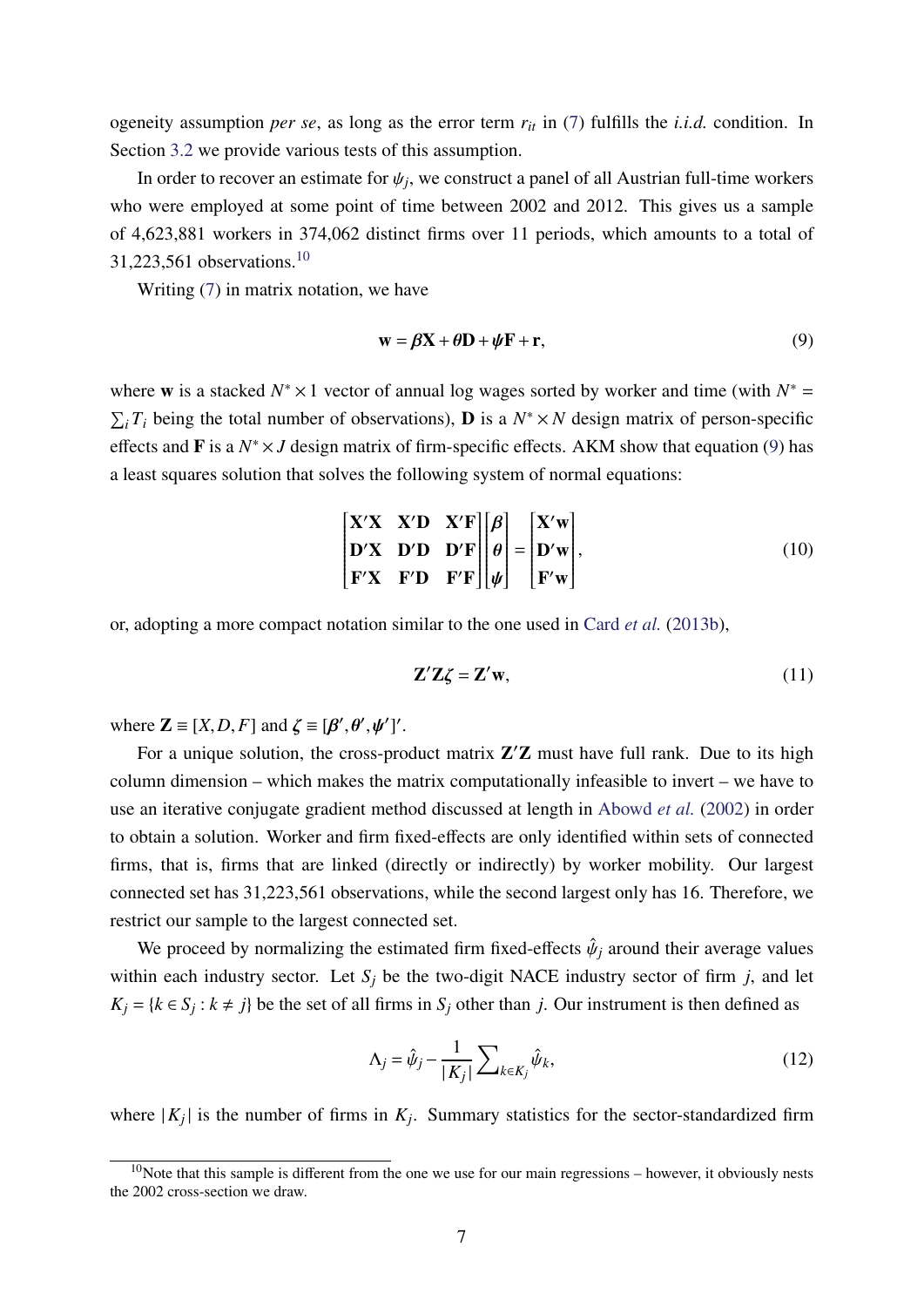ogeneity assumption *per se*, as long as the error term $r_{it}$ in (7) fulfills the *i.i.d.* condition. In Section 3.2 we provide various tests of this assumption.

In order to recover an estimate for $\psi_j$, we construct a panel of all Austrian full-time workers who were employed at some point of time between 2002 and 2012. This gives us a sample of 4,623,881 workers in 374,062 distinct firms over 11 periods, which amounts to a total of 31,223,561 observations.[10]

Writing (7) in matrix notation, we have

$$\mathbf{w} = \boldsymbol{\beta}\mathbf{X} + \boldsymbol{\theta}\mathbf{D} + \boldsymbol{\psi}\mathbf{F} + \mathbf{r}, \tag{9}$$

where $\mathbf{w}$ is a stacked $N^* \times 1$ vector of annual log wages sorted by worker and time (with $N^* = \sum_i T_i$ being the total number of observations), $\mathbf{D}$ is a $N^* \times N$ design matrix of person-specific effects and $\mathbf{F}$ is a $N^* \times J$ design matrix of firm-specific effects. AKM show that equation (9) has a least squares solution that solves the following system of normal equations:

$$\begin{bmatrix} \mathbf{X}'\mathbf{X} & \mathbf{X}'\mathbf{D} & \mathbf{X}'\mathbf{F} \\ \mathbf{D}'\mathbf{X} & \mathbf{D}'\mathbf{D} & \mathbf{D}'\mathbf{F} \\ \mathbf{F}'\mathbf{X} & \mathbf{F}'\mathbf{D} & \mathbf{F}'\mathbf{F} \end{bmatrix} \begin{bmatrix} \boldsymbol{\beta} \\ \boldsymbol{\theta} \\ \boldsymbol{\psi} \end{bmatrix} = \begin{bmatrix} \mathbf{X}'\mathbf{w} \\ \mathbf{D}'\mathbf{w} \\ \mathbf{F}'\mathbf{w} \end{bmatrix}, \tag{10}$$

or, adopting a more compact notation similar to the one used in Card *et al.* (2013b),

$$\mathbf{Z}'\mathbf{Z}\boldsymbol{\zeta} = \mathbf{Z}'\mathbf{w}, \tag{11}$$

where $\mathbf{Z} \equiv [X, D, F]$ and $\boldsymbol{\zeta} \equiv [\boldsymbol{\beta}', \boldsymbol{\theta}', \boldsymbol{\psi}']'$.

For a unique solution, the cross-product matrix $\mathbf{Z}'\mathbf{Z}$ must have full rank. Due to its high column dimension – which makes the matrix computationally infeasible to invert – we have to use an iterative conjugate gradient method discussed at length in Abowd *et al.* (2002) in order to obtain a solution. Worker and firm fixed-effects are only identified within sets of connected firms, that is, firms that are linked (directly or indirectly) by worker mobility. Our largest connected set has 31,223,561 observations, while the second largest only has 16. Therefore, we restrict our sample to the largest connected set.

We proceed by normalizing the estimated firm fixed-effects $\hat{\psi}_j$ around their average values within each industry sector. Let $S_j$ be the two-digit NACE industry sector of firm $j$, and let $K_j = \{k \in S_j : k \neq j\}$ be the set of all firms in $S_j$ other than $j$. Our instrument is then defined as

$$\Lambda_j = \hat{\psi}_j - \frac{1}{|K_j|} \sum\nolimits_{k \in K_j} \hat{\psi}_k, \tag{12}$$

where $|K_j|$ is the number of firms in $K_j$. Summary statistics for the sector-standardized firm

[10] Note that this sample is different from the one we use for our main regressions – however, it obviously nests the 2002 cross-section we draw.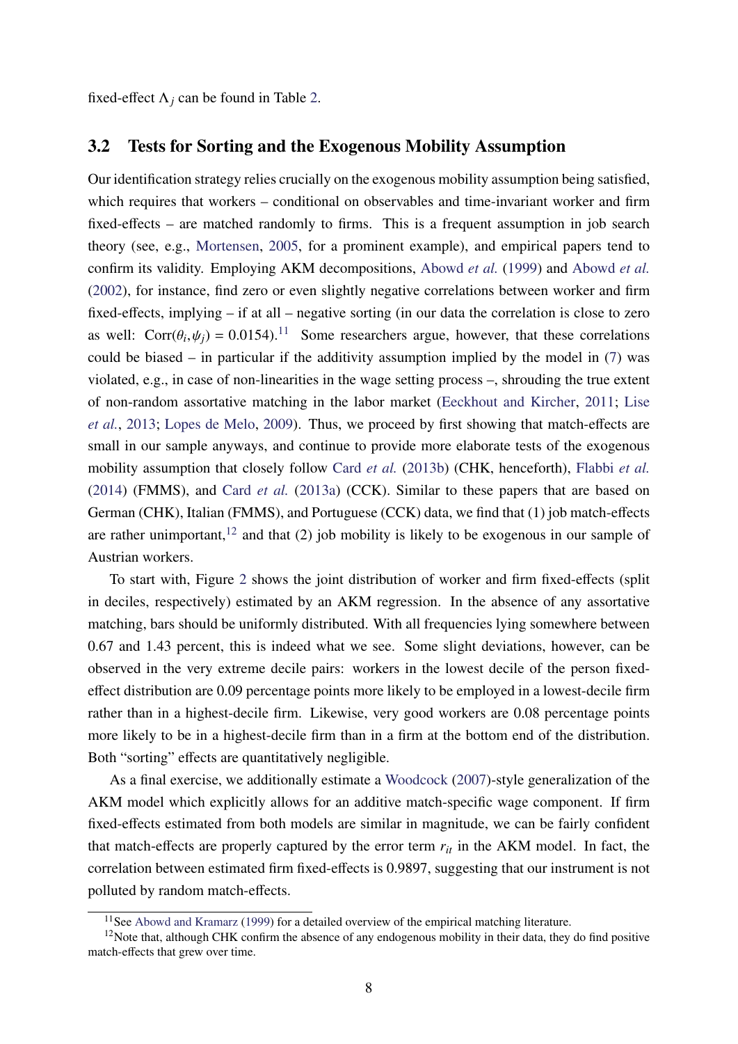fixed-effect $\Lambda_j$ can be found in Table 2.

## 3.2 Tests for Sorting and the Exogenous Mobility Assumption

Our identification strategy relies crucially on the exogenous mobility assumption being satisfied, which requires that workers – conditional on observables and time-invariant worker and firm fixed-effects – are matched randomly to firms. This is a frequent assumption in job search theory (see, e.g., Mortensen, 2005, for a prominent example), and empirical papers tend to confirm its validity. Employing AKM decompositions, Abowd *et al.* (1999) and Abowd *et al.* (2002), for instance, find zero or even slightly negative correlations between worker and firm fixed-effects, implying – if at all – negative sorting (in our data the correlation is close to zero as well: $\text{Corr}(\theta_i, \psi_j) = 0.0154$).[11] Some researchers argue, however, that these correlations could be biased – in particular if the additivity assumption implied by the model in (7) was violated, e.g., in case of non-linearities in the wage setting process –, shrouding the true extent of non-random assortative matching in the labor market (Eeckhout and Kircher, 2011; Lise *et al.*, 2013; Lopes de Melo, 2009). Thus, we proceed by first showing that match-effects are small in our sample anyways, and continue to provide more elaborate tests of the exogenous mobility assumption that closely follow Card *et al.* (2013b) (CHK, henceforth), Flabbi *et al.* (2014) (FMMS), and Card *et al.* (2013a) (CCK). Similar to these papers that are based on German (CHK), Italian (FMMS), and Portuguese (CCK) data, we find that (1) job match-effects are rather unimportant,[12] and that (2) job mobility is likely to be exogenous in our sample of Austrian workers.

To start with, Figure 2 shows the joint distribution of worker and firm fixed-effects (split in deciles, respectively) estimated by an AKM regression. In the absence of any assortative matching, bars should be uniformly distributed. With all frequencies lying somewhere between 0.67 and 1.43 percent, this is indeed what we see. Some slight deviations, however, can be observed in the very extreme decile pairs: workers in the lowest decile of the person fixed-effect distribution are 0.09 percentage points more likely to be employed in a lowest-decile firm rather than in a highest-decile firm. Likewise, very good workers are 0.08 percentage points more likely to be in a highest-decile firm than in a firm at the bottom end of the distribution. Both "sorting" effects are quantitatively negligible.

As a final exercise, we additionally estimate a Woodcock (2007)-style generalization of the AKM model which explicitly allows for an additive match-specific wage component. If firm fixed-effects estimated from both models are similar in magnitude, we can be fairly confident that match-effects are properly captured by the error term $r_{it}$ in the AKM model. In fact, the correlation between estimated firm fixed-effects is 0.9897, suggesting that our instrument is not polluted by random match-effects.

[11] See Abowd and Kramarz (1999) for a detailed overview of the empirical matching literature.

[12] Note that, although CHK confirm the absence of any endogenous mobility in their data, they do find positive match-effects that grew over time.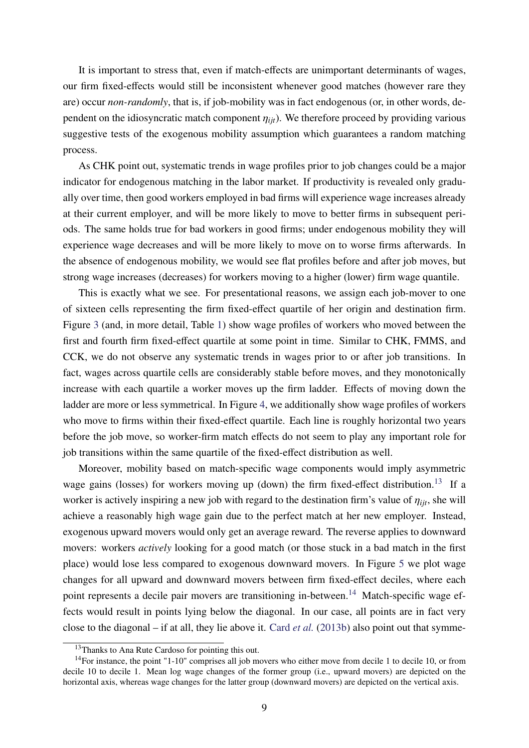It is important to stress that, even if match-effects are unimportant determinants of wages, our firm fixed-effects would still be inconsistent whenever good matches (however rare they are) occur *non-randomly*, that is, if job-mobility was in fact endogenous (or, in other words, dependent on the idiosyncratic match component $\eta_{ijt}$). We therefore proceed by providing various suggestive tests of the exogenous mobility assumption which guarantees a random matching process.

As CHK point out, systematic trends in wage profiles prior to job changes could be a major indicator for endogenous matching in the labor market. If productivity is revealed only gradually over time, then good workers employed in bad firms will experience wage increases already at their current employer, and will be more likely to move to better firms in subsequent periods. The same holds true for bad workers in good firms; under endogenous mobility they will experience wage decreases and will be more likely to move on to worse firms afterwards. In the absence of endogenous mobility, we would see flat profiles before and after job moves, but strong wage increases (decreases) for workers moving to a higher (lower) firm wage quantile.

This is exactly what we see. For presentational reasons, we assign each job-mover to one of sixteen cells representing the firm fixed-effect quartile of her origin and destination firm. Figure 3 (and, in more detail, Table 1) show wage profiles of workers who moved between the first and fourth firm fixed-effect quartile at some point in time. Similar to CHK, FMMS, and CCK, we do not observe any systematic trends in wages prior to or after job transitions. In fact, wages across quartile cells are considerably stable before moves, and they monotonically increase with each quartile a worker moves up the firm ladder. Effects of moving down the ladder are more or less symmetrical. In Figure 4, we additionally show wage profiles of workers who move to firms within their fixed-effect quartile. Each line is roughly horizontal two years before the job move, so worker-firm match effects do not seem to play any important role for job transitions within the same quartile of the fixed-effect distribution as well.

Moreover, mobility based on match-specific wage components would imply asymmetric wage gains (losses) for workers moving up (down) the firm fixed-effect distribution.[13] If a worker is actively inspiring a new job with regard to the destination firm's value of $\eta_{ijt}$, she will achieve a reasonably high wage gain due to the perfect match at her new employer. Instead, exogenous upward movers would only get an average reward. The reverse applies to downward movers: workers *actively* looking for a good match (or those stuck in a bad match in the first place) would lose less compared to exogenous downward movers. In Figure 5 we plot wage changes for all upward and downward movers between firm fixed-effect deciles, where each point represents a decile pair movers are transitioning in-between.[14] Match-specific wage effects would result in points lying below the diagonal. In our case, all points are in fact very close to the diagonal – if at all, they lie above it. Card *et al.* (2013b) also point out that symme-

[13] Thanks to Ana Rute Cardoso for pointing this out.

[14] For instance, the point "1-10" comprises all job movers who either move from decile 1 to decile 10, or from decile 10 to decile 1. Mean log wage changes of the former group (i.e., upward movers) are depicted on the horizontal axis, whereas wage changes for the latter group (downward movers) are depicted on the vertical axis.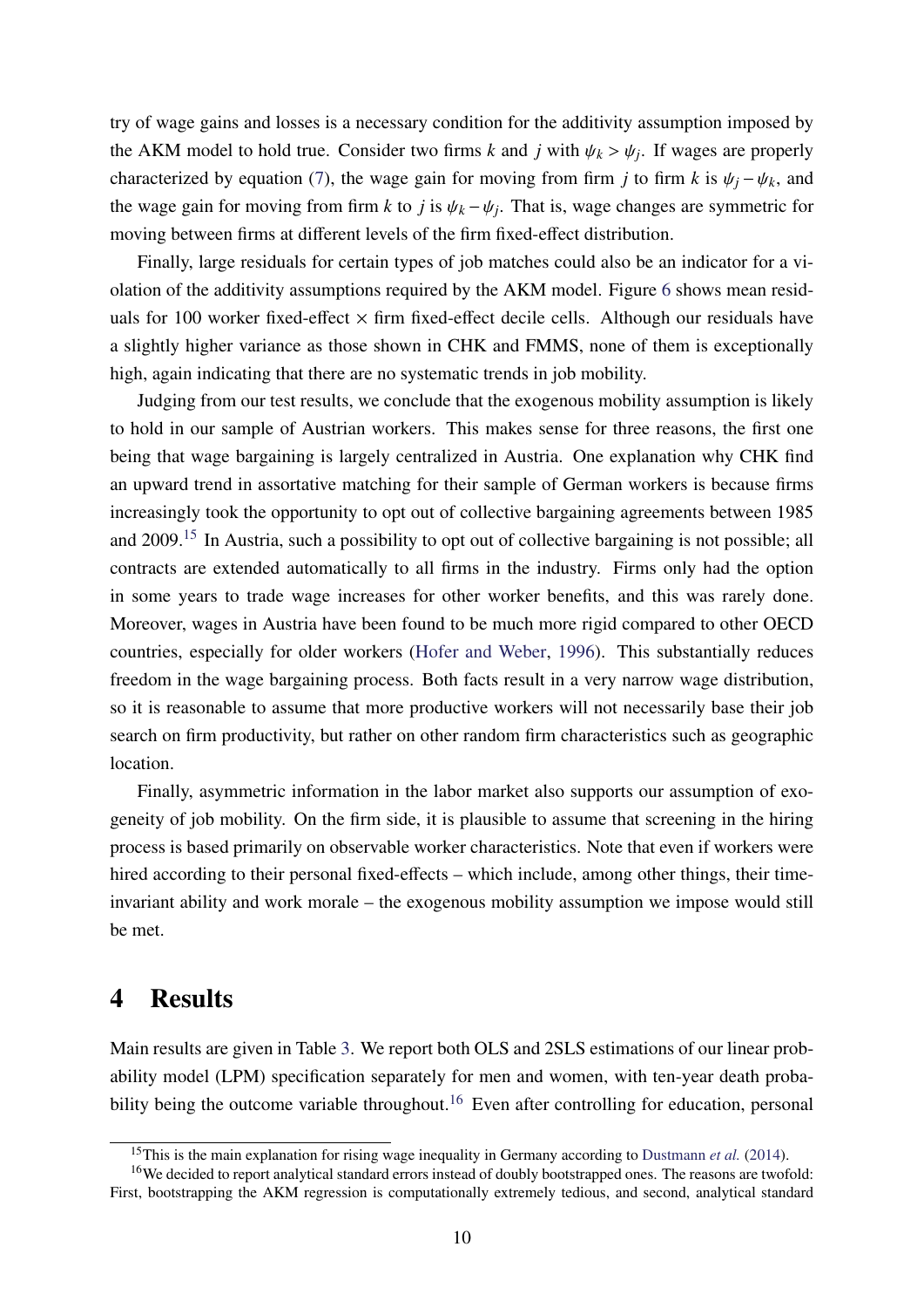try of wage gains and losses is a necessary condition for the additivity assumption imposed by the AKM model to hold true. Consider two firms $k$ and $j$ with $\psi_k > \psi_j$. If wages are properly characterized by equation (7), the wage gain for moving from firm $j$ to firm $k$ is $\psi_j - \psi_k$, and the wage gain for moving from firm $k$ to $j$ is $\psi_k - \psi_j$. That is, wage changes are symmetric for moving between firms at different levels of the firm fixed-effect distribution.

Finally, large residuals for certain types of job matches could also be an indicator for a violation of the additivity assumptions required by the AKM model. Figure 6 shows mean residuals for 100 worker fixed-effect $\times$ firm fixed-effect decile cells. Although our residuals have a slightly higher variance as those shown in CHK and FMMS, none of them is exceptionally high, again indicating that there are no systematic trends in job mobility.

Judging from our test results, we conclude that the exogenous mobility assumption is likely to hold in our sample of Austrian workers. This makes sense for three reasons, the first one being that wage bargaining is largely centralized in Austria. One explanation why CHK find an upward trend in assortative matching for their sample of German workers is because firms increasingly took the opportunity to opt out of collective bargaining agreements between 1985 and 2009.[15] In Austria, such a possibility to opt out of collective bargaining is not possible; all contracts are extended automatically to all firms in the industry. Firms only had the option in some years to trade wage increases for other worker benefits, and this was rarely done. Moreover, wages in Austria have been found to be much more rigid compared to other OECD countries, especially for older workers (Hofer and Weber, 1996). This substantially reduces freedom in the wage bargaining process. Both facts result in a very narrow wage distribution, so it is reasonable to assume that more productive workers will not necessarily base their job search on firm productivity, but rather on other random firm characteristics such as geographic location.

Finally, asymmetric information in the labor market also supports our assumption of exogeneity of job mobility. On the firm side, it is plausible to assume that screening in the hiring process is based primarily on observable worker characteristics. Note that even if workers were hired according to their personal fixed-effects – which include, among other things, their time-invariant ability and work morale – the exogenous mobility assumption we impose would still be met.

# 4 Results

Main results are given in Table 3. We report both OLS and 2SLS estimations of our linear probability model (LPM) specification separately for men and women, with ten-year death probability being the outcome variable throughout.[16] Even after controlling for education, personal

[15] This is the main explanation for rising wage inequality in Germany according to Dustmann *et al.* (2014).

[16] We decided to report analytical standard errors instead of doubly bootstrapped ones. The reasons are twofold: First, bootstrapping the AKM regression is computationally extremely tedious, and second, analytical standard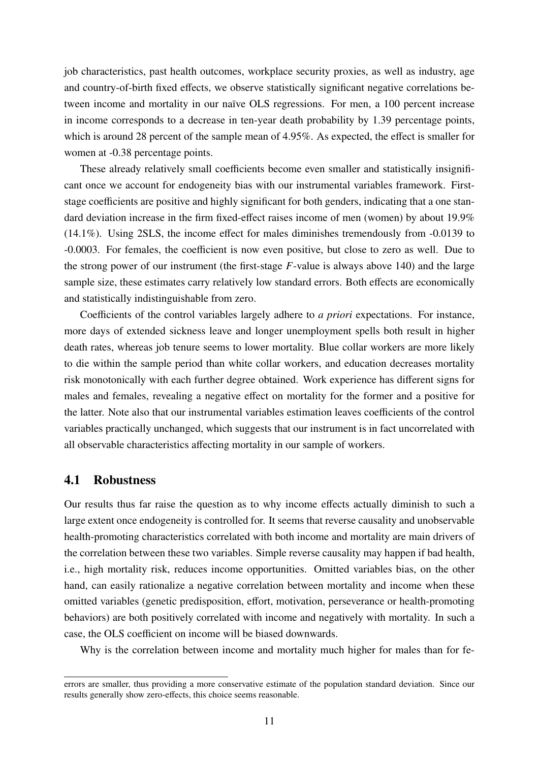job characteristics, past health outcomes, workplace security proxies, as well as industry, age and country-of-birth fixed effects, we observe statistically significant negative correlations between income and mortality in our naïve OLS regressions. For men, a 100 percent increase in income corresponds to a decrease in ten-year death probability by 1.39 percentage points, which is around 28 percent of the sample mean of 4.95%. As expected, the effect is smaller for women at -0.38 percentage points.

These already relatively small coefficients become even smaller and statistically insignificant once we account for endogeneity bias with our instrumental variables framework. First-stage coefficients are positive and highly significant for both genders, indicating that a one standard deviation increase in the firm fixed-effect raises income of men (women) by about 19.9% (14.1%). Using 2SLS, the income effect for males diminishes tremendously from -0.0139 to -0.0003. For females, the coefficient is now even positive, but close to zero as well. Due to the strong power of our instrument (the first-stage $F$-value is always above 140) and the large sample size, these estimates carry relatively low standard errors. Both effects are economically and statistically indistinguishable from zero.

Coefficients of the control variables largely adhere to *a priori* expectations. For instance, more days of extended sickness leave and longer unemployment spells both result in higher death rates, whereas job tenure seems to lower mortality. Blue collar workers are more likely to die within the sample period than white collar workers, and education decreases mortality risk monotonically with each further degree obtained. Work experience has different signs for males and females, revealing a negative effect on mortality for the former and a positive for the latter. Note also that our instrumental variables estimation leaves coefficients of the control variables practically unchanged, which suggests that our instrument is in fact uncorrelated with all observable characteristics affecting mortality in our sample of workers.

## 4.1 Robustness

Our results thus far raise the question as to why income effects actually diminish to such a large extent once endogeneity is controlled for. It seems that reverse causality and unobservable health-promoting characteristics correlated with both income and mortality are main drivers of the correlation between these two variables. Simple reverse causality may happen if bad health, i.e., high mortality risk, reduces income opportunities. Omitted variables bias, on the other hand, can easily rationalize a negative correlation between mortality and income when these omitted variables (genetic predisposition, effort, motivation, perseverance or health-promoting behaviors) are both positively correlated with income and negatively with mortality. In such a case, the OLS coefficient on income will be biased downwards.

Why is the correlation between income and mortality much higher for males than for fe-

errors are smaller, thus providing a more conservative estimate of the population standard deviation. Since our results generally show zero-effects, this choice seems reasonable.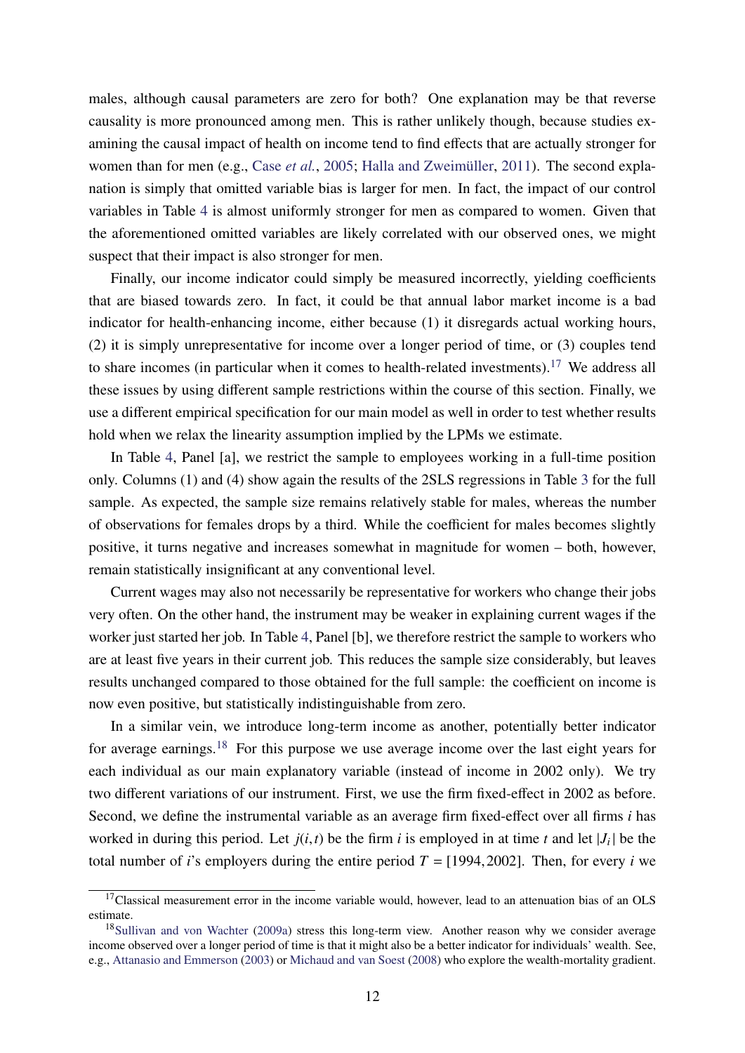males, although causal parameters are zero for both? One explanation may be that reverse causality is more pronounced among men. This is rather unlikely though, because studies examining the causal impact of health on income tend to find effects that are actually stronger for women than for men (e.g., Case *et al.*, 2005; Halla and Zweimüller, 2011). The second explanation is simply that omitted variable bias is larger for men. In fact, the impact of our control variables in Table 4 is almost uniformly stronger for men as compared to women. Given that the aforementioned omitted variables are likely correlated with our observed ones, we might suspect that their impact is also stronger for men.

Finally, our income indicator could simply be measured incorrectly, yielding coefficients that are biased towards zero. In fact, it could be that annual labor market income is a bad indicator for health-enhancing income, either because (1) it disregards actual working hours, (2) it is simply unrepresentative for income over a longer period of time, or (3) couples tend to share incomes (in particular when it comes to health-related investments).[17] We address all these issues by using different sample restrictions within the course of this section. Finally, we use a different empirical specification for our main model as well in order to test whether results hold when we relax the linearity assumption implied by the LPMs we estimate.

In Table 4, Panel [a], we restrict the sample to employees working in a full-time position only. Columns (1) and (4) show again the results of the 2SLS regressions in Table 3 for the full sample. As expected, the sample size remains relatively stable for males, whereas the number of observations for females drops by a third. While the coefficient for males becomes slightly positive, it turns negative and increases somewhat in magnitude for women – both, however, remain statistically insignificant at any conventional level.

Current wages may also not necessarily be representative for workers who change their jobs very often. On the other hand, the instrument may be weaker in explaining current wages if the worker just started her job. In Table 4, Panel [b], we therefore restrict the sample to workers who are at least five years in their current job. This reduces the sample size considerably, but leaves results unchanged compared to those obtained for the full sample: the coefficient on income is now even positive, but statistically indistinguishable from zero.

In a similar vein, we introduce long-term income as another, potentially better indicator for average earnings.[18] For this purpose we use average income over the last eight years for each individual as our main explanatory variable (instead of income in 2002 only). We try two different variations of our instrument. First, we use the firm fixed-effect in 2002 as before. Second, we define the instrumental variable as an average firm fixed-effect over all firms $i$ has worked in during this period. Let $j(i,t)$ be the firm $i$ is employed in at time $t$ and let $|J_i|$ be the total number of $i$'s employers during the entire period $T = [1994, 2002]$. Then, for every $i$ we

[17] Classical measurement error in the income variable would, however, lead to an attenuation bias of an OLS estimate.

[18] Sullivan and von Wachter (2009a) stress this long-term view. Another reason why we consider average income observed over a longer period of time is that it might also be a better indicator for individuals' wealth. See, e.g., Attanasio and Emmerson (2003) or Michaud and van Soest (2008) who explore the wealth-mortality gradient.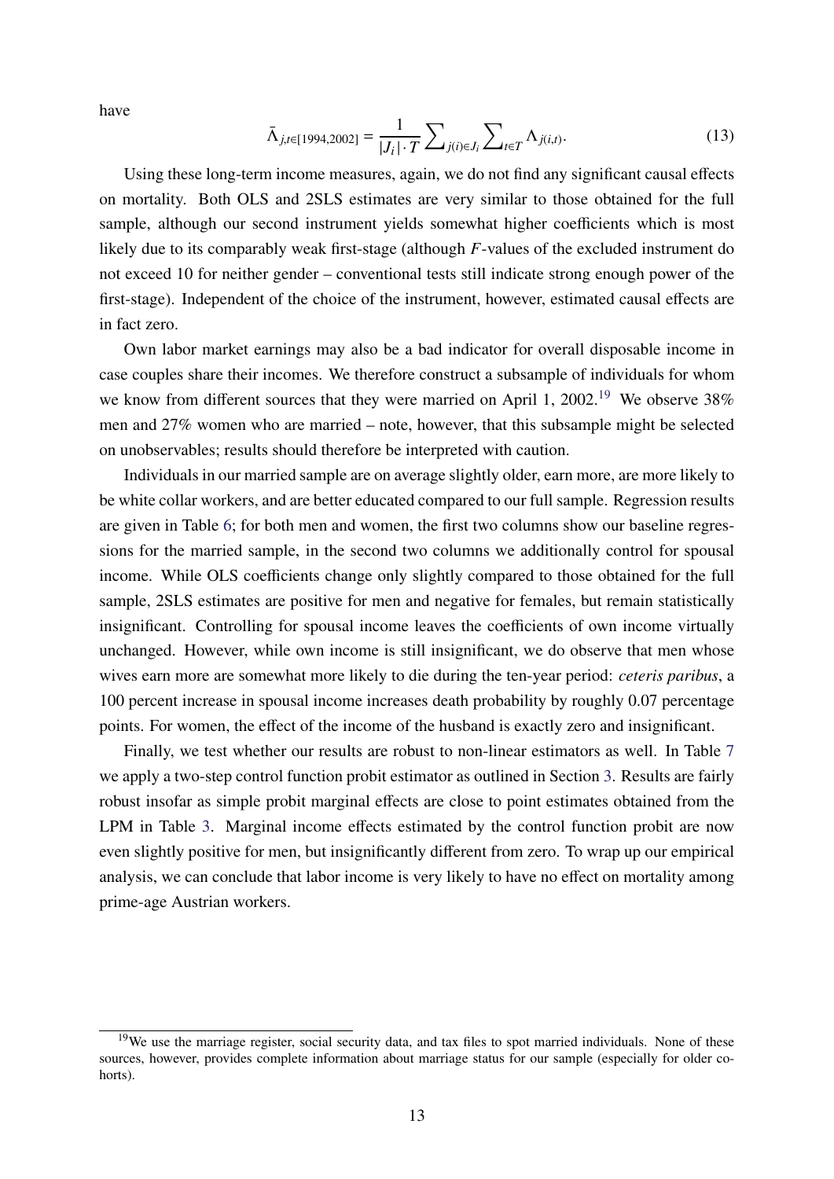have

$$\bar{\Lambda}_{j,t\in[1994,2002]} = \frac{1}{|J_i| \cdot T} \sum\nolimits_{j(i)\in J_i} \sum\nolimits_{t\in T} \Lambda_{j(i,t)}. \tag{13}$$

Using these long-term income measures, again, we do not find any significant causal effects on mortality. Both OLS and 2SLS estimates are very similar to those obtained for the full sample, although our second instrument yields somewhat higher coefficients which is most likely due to its comparably weak first-stage (although $F$-values of the excluded instrument do not exceed 10 for neither gender – conventional tests still indicate strong enough power of the first-stage). Independent of the choice of the instrument, however, estimated causal effects are in fact zero.

Own labor market earnings may also be a bad indicator for overall disposable income in case couples share their incomes. We therefore construct a subsample of individuals for whom we know from different sources that they were married on April 1, 2002.[19] We observe 38% men and 27% women who are married – note, however, that this subsample might be selected on unobservables; results should therefore be interpreted with caution.

Individuals in our married sample are on average slightly older, earn more, are more likely to be white collar workers, and are better educated compared to our full sample. Regression results are given in Table 6; for both men and women, the first two columns show our baseline regressions for the married sample, in the second two columns we additionally control for spousal income. While OLS coefficients change only slightly compared to those obtained for the full sample, 2SLS estimates are positive for men and negative for females, but remain statistically insignificant. Controlling for spousal income leaves the coefficients of own income virtually unchanged. However, while own income is still insignificant, we do observe that men whose wives earn more are somewhat more likely to die during the ten-year period: *ceteris paribus*, a 100 percent increase in spousal income increases death probability by roughly 0.07 percentage points. For women, the effect of the income of the husband is exactly zero and insignificant.

Finally, we test whether our results are robust to non-linear estimators as well. In Table 7 we apply a two-step control function probit estimator as outlined in Section 3. Results are fairly robust insofar as simple probit marginal effects are close to point estimates obtained from the LPM in Table 3. Marginal income effects estimated by the control function probit are now even slightly positive for men, but insignificantly different from zero. To wrap up our empirical analysis, we can conclude that labor income is very likely to have no effect on mortality among prime-age Austrian workers.

[19] We use the marriage register, social security data, and tax files to spot married individuals. None of these sources, however, provides complete information about marriage status for our sample (especially for older cohorts).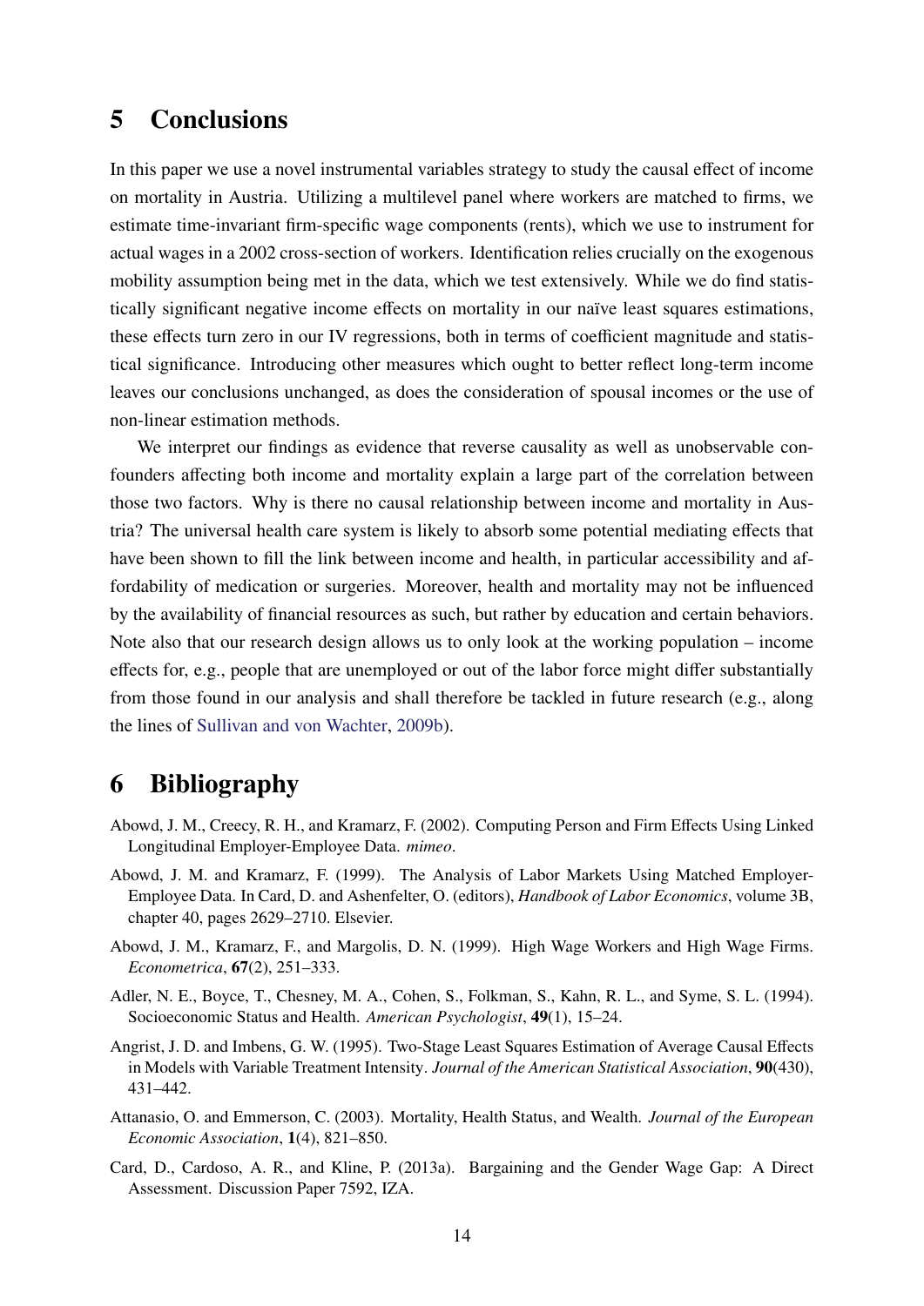# 5 Conclusions

In this paper we use a novel instrumental variables strategy to study the causal effect of income on mortality in Austria. Utilizing a multilevel panel where workers are matched to firms, we estimate time-invariant firm-specific wage components (rents), which we use to instrument for actual wages in a 2002 cross-section of workers. Identification relies crucially on the exogenous mobility assumption being met in the data, which we test extensively. While we do find statistically significant negative income effects on mortality in our naïve least squares estimations, these effects turn zero in our IV regressions, both in terms of coefficient magnitude and statistical significance. Introducing other measures which ought to better reflect long-term income leaves our conclusions unchanged, as does the consideration of spousal incomes or the use of non-linear estimation methods.

We interpret our findings as evidence that reverse causality as well as unobservable confounders affecting both income and mortality explain a large part of the correlation between those two factors. Why is there no causal relationship between income and mortality in Austria? The universal health care system is likely to absorb some potential mediating effects that have been shown to fill the link between income and health, in particular accessibility and affordability of medication or surgeries. Moreover, health and mortality may not be influenced by the availability of financial resources as such, but rather by education and certain behaviors. Note also that our research design allows us to only look at the working population – income effects for, e.g., people that are unemployed or out of the labor force might differ substantially from those found in our analysis and shall therefore be tackled in future research (e.g., along the lines of Sullivan and von Wachter, 2009b).

# 6 Bibliography

Abowd, J. M., Creecy, R. H., and Kramarz, F. (2002). Computing Person and Firm Effects Using Linked Longitudinal Employer-Employee Data. *mimeo*.

Abowd, J. M. and Kramarz, F. (1999). The Analysis of Labor Markets Using Matched Employer-Employee Data. In Card, D. and Ashenfelter, O. (editors), *Handbook of Labor Economics*, volume 3B, chapter 40, pages 2629–2710. Elsevier.

Abowd, J. M., Kramarz, F., and Margolis, D. N. (1999). High Wage Workers and High Wage Firms. *Econometrica*, **67**(2), 251–333.

Adler, N. E., Boyce, T., Chesney, M. A., Cohen, S., Folkman, S., Kahn, R. L., and Syme, S. L. (1994). Socioeconomic Status and Health. *American Psychologist*, **49**(1), 15–24.

Angrist, J. D. and Imbens, G. W. (1995). Two-Stage Least Squares Estimation of Average Causal Effects in Models with Variable Treatment Intensity. *Journal of the American Statistical Association*, **90**(430), 431–442.

Attanasio, O. and Emmerson, C. (2003). Mortality, Health Status, and Wealth. *Journal of the European Economic Association*, **1**(4), 821–850.

Card, D., Cardoso, A. R., and Kline, P. (2013a). Bargaining and the Gender Wage Gap: A Direct Assessment. Discussion Paper 7592, IZA.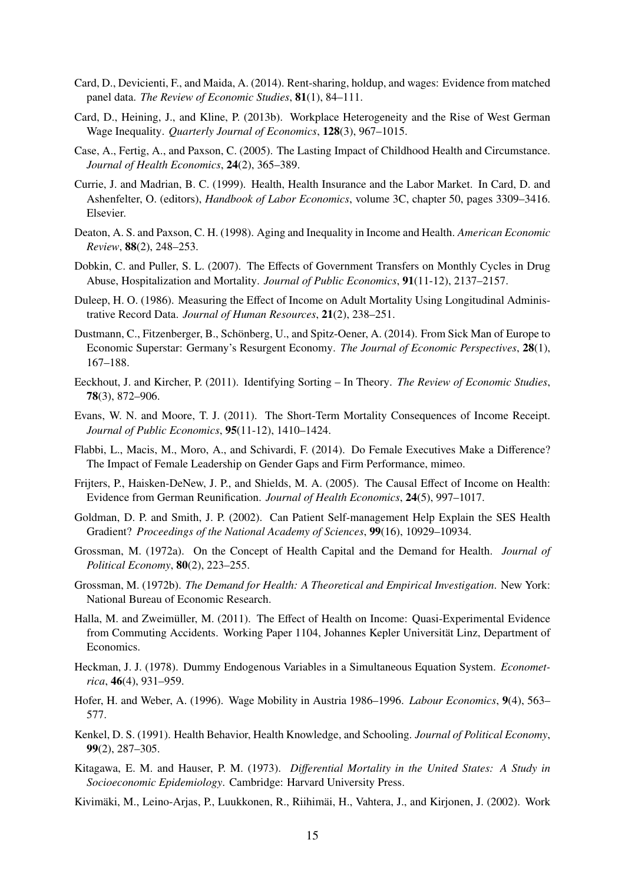Card, D., Devicienti, F., and Maida, A. (2014). Rent-sharing, holdup, and wages: Evidence from matched panel data. *The Review of Economic Studies*, **81**(1), 84–111.

Card, D., Heining, J., and Kline, P. (2013b). Workplace Heterogeneity and the Rise of West German Wage Inequality. *Quarterly Journal of Economics*, **128**(3), 967–1015.

Case, A., Fertig, A., and Paxson, C. (2005). The Lasting Impact of Childhood Health and Circumstance. *Journal of Health Economics*, **24**(2), 365–389.

Currie, J. and Madrian, B. C. (1999). Health, Health Insurance and the Labor Market. In Card, D. and Ashenfelter, O. (editors), *Handbook of Labor Economics*, volume 3C, chapter 50, pages 3309–3416. Elsevier.

Deaton, A. S. and Paxson, C. H. (1998). Aging and Inequality in Income and Health. *American Economic Review*, **88**(2), 248–253.

Dobkin, C. and Puller, S. L. (2007). The Effects of Government Transfers on Monthly Cycles in Drug Abuse, Hospitalization and Mortality. *Journal of Public Economics*, **91**(11-12), 2137–2157.

Duleep, H. O. (1986). Measuring the Effect of Income on Adult Mortality Using Longitudinal Administrative Record Data. *Journal of Human Resources*, **21**(2), 238–251.

Dustmann, C., Fitzenberger, B., Schönberg, U., and Spitz-Oener, A. (2014). From Sick Man of Europe to Economic Superstar: Germany's Resurgent Economy. *The Journal of Economic Perspectives*, **28**(1), 167–188.

Eeckhout, J. and Kircher, P. (2011). Identifying Sorting – In Theory. *The Review of Economic Studies*, **78**(3), 872–906.

Evans, W. N. and Moore, T. J. (2011). The Short-Term Mortality Consequences of Income Receipt. *Journal of Public Economics*, **95**(11-12), 1410–1424.

Flabbi, L., Macis, M., Moro, A., and Schivardi, F. (2014). Do Female Executives Make a Difference? The Impact of Female Leadership on Gender Gaps and Firm Performance, mimeo.

Frijters, P., Haisken-DeNew, J. P., and Shields, M. A. (2005). The Causal Effect of Income on Health: Evidence from German Reunification. *Journal of Health Economics*, **24**(5), 997–1017.

Goldman, D. P. and Smith, J. P. (2002). Can Patient Self-management Help Explain the SES Health Gradient? *Proceedings of the National Academy of Sciences*, **99**(16), 10929–10934.

Grossman, M. (1972a). On the Concept of Health Capital and the Demand for Health. *Journal of Political Economy*, **80**(2), 223–255.

Grossman, M. (1972b). *The Demand for Health: A Theoretical and Empirical Investigation*. New York: National Bureau of Economic Research.

Halla, M. and Zweimüller, M. (2011). The Effect of Health on Income: Quasi-Experimental Evidence from Commuting Accidents. Working Paper 1104, Johannes Kepler Universität Linz, Department of Economics.

Heckman, J. J. (1978). Dummy Endogenous Variables in a Simultaneous Equation System. *Econometrica*, **46**(4), 931–959.

Hofer, H. and Weber, A. (1996). Wage Mobility in Austria 1986–1996. *Labour Economics*, **9**(4), 563–577.

Kenkel, D. S. (1991). Health Behavior, Health Knowledge, and Schooling. *Journal of Political Economy*, **99**(2), 287–305.

Kitagawa, E. M. and Hauser, P. M. (1973). *Differential Mortality in the United States: A Study in Socioeconomic Epidemiology*. Cambridge: Harvard University Press.

Kivimäki, M., Leino-Arjas, P., Luukkonen, R., Riihimäi, H., Vahtera, J., and Kirjonen, J. (2002). Work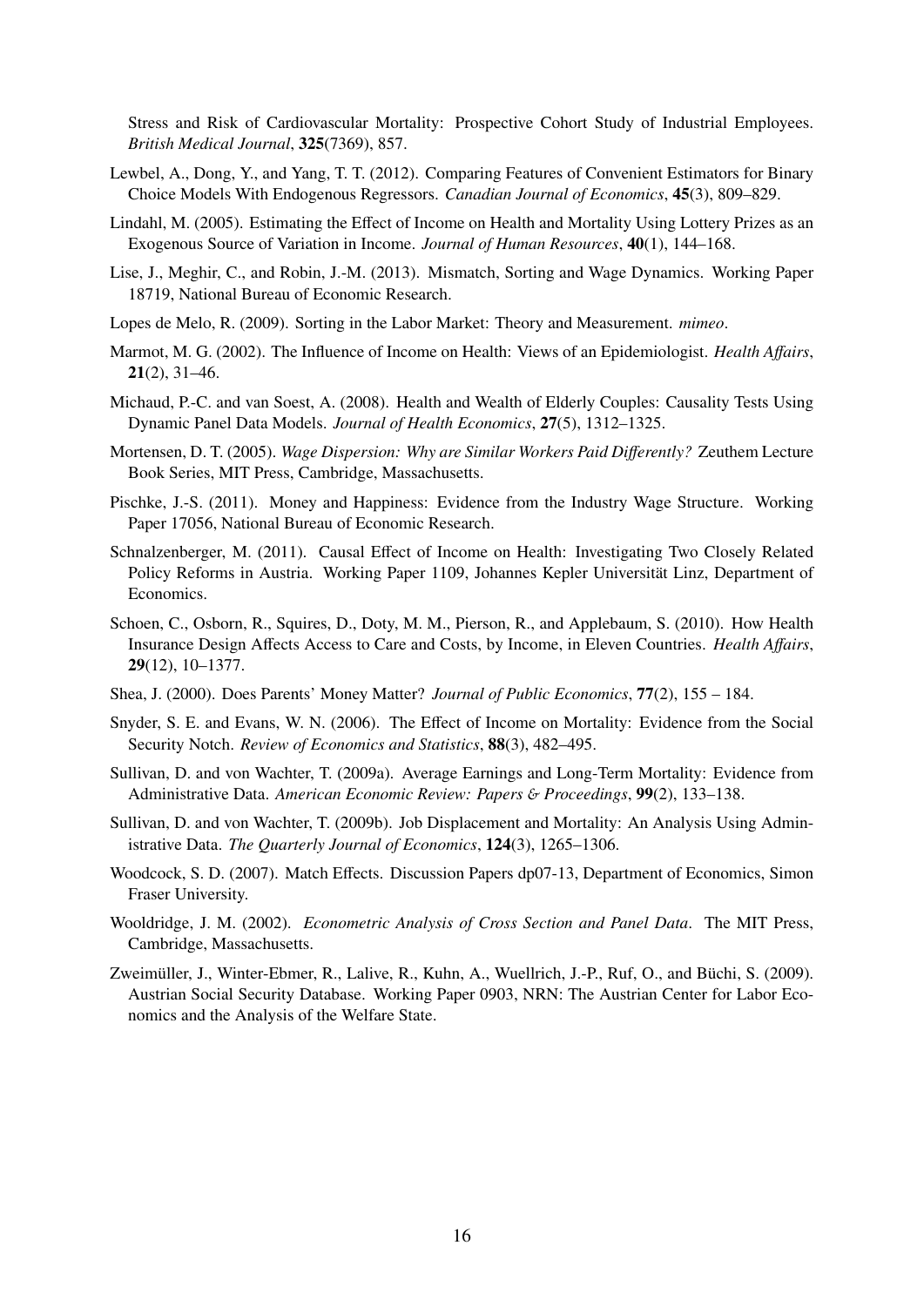Stress and Risk of Cardiovascular Mortality: Prospective Cohort Study of Industrial Employees. *British Medical Journal*, **325**(7369), 857.

Lewbel, A., Dong, Y., and Yang, T. T. (2012). Comparing Features of Convenient Estimators for Binary Choice Models With Endogenous Regressors. *Canadian Journal of Economics*, **45**(3), 809–829.

Lindahl, M. (2005). Estimating the Effect of Income on Health and Mortality Using Lottery Prizes as an Exogenous Source of Variation in Income. *Journal of Human Resources*, **40**(1), 144–168.

Lise, J., Meghir, C., and Robin, J.-M. (2013). Mismatch, Sorting and Wage Dynamics. Working Paper 18719, National Bureau of Economic Research.

Lopes de Melo, R. (2009). Sorting in the Labor Market: Theory and Measurement. *mimeo*.

Marmot, M. G. (2002). The Influence of Income on Health: Views of an Epidemiologist. *Health Affairs*, **21**(2), 31–46.

Michaud, P.-C. and van Soest, A. (2008). Health and Wealth of Elderly Couples: Causality Tests Using Dynamic Panel Data Models. *Journal of Health Economics*, **27**(5), 1312–1325.

Mortensen, D. T. (2005). *Wage Dispersion: Why are Similar Workers Paid Differently?* Zeuthem Lecture Book Series, MIT Press, Cambridge, Massachusetts.

Pischke, J.-S. (2011). Money and Happiness: Evidence from the Industry Wage Structure. Working Paper 17056, National Bureau of Economic Research.

Schnalzenberger, M. (2011). Causal Effect of Income on Health: Investigating Two Closely Related Policy Reforms in Austria. Working Paper 1109, Johannes Kepler Universität Linz, Department of Economics.

Schoen, C., Osborn, R., Squires, D., Doty, M. M., Pierson, R., and Applebaum, S. (2010). How Health Insurance Design Affects Access to Care and Costs, by Income, in Eleven Countries. *Health Affairs*, **29**(12), 10–1377.

Shea, J. (2000). Does Parents' Money Matter? *Journal of Public Economics*, **77**(2), 155 – 184.

Snyder, S. E. and Evans, W. N. (2006). The Effect of Income on Mortality: Evidence from the Social Security Notch. *Review of Economics and Statistics*, **88**(3), 482–495.

Sullivan, D. and von Wachter, T. (2009a). Average Earnings and Long-Term Mortality: Evidence from Administrative Data. *American Economic Review: Papers & Proceedings*, **99**(2), 133–138.

Sullivan, D. and von Wachter, T. (2009b). Job Displacement and Mortality: An Analysis Using Administrative Data. *The Quarterly Journal of Economics*, **124**(3), 1265–1306.

Woodcock, S. D. (2007). Match Effects. Discussion Papers dp07-13, Department of Economics, Simon Fraser University.

Wooldridge, J. M. (2002). *Econometric Analysis of Cross Section and Panel Data*. The MIT Press, Cambridge, Massachusetts.

Zweimüller, J., Winter-Ebmer, R., Lalive, R., Kuhn, A., Wuellrich, J.-P., Ruf, O., and Büchi, S. (2009). Austrian Social Security Database. Working Paper 0903, NRN: The Austrian Center for Labor Economics and the Analysis of the Welfare State.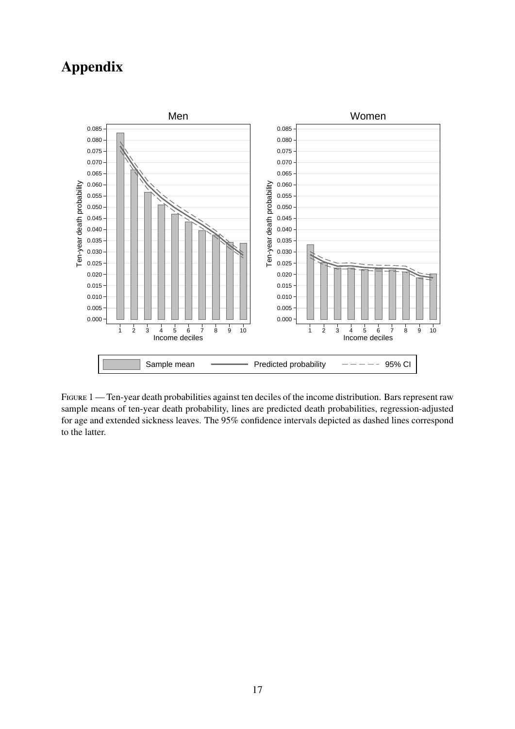# Appendix

FIGURE 1 — Ten-year death probabilities against ten deciles of the income distribution. Bars represent raw sample means of ten-year death probability, lines are predicted death probabilities, regression-adjusted for age and extended sickness leaves. The 95% confidence intervals depicted as dashed lines correspond to the latter.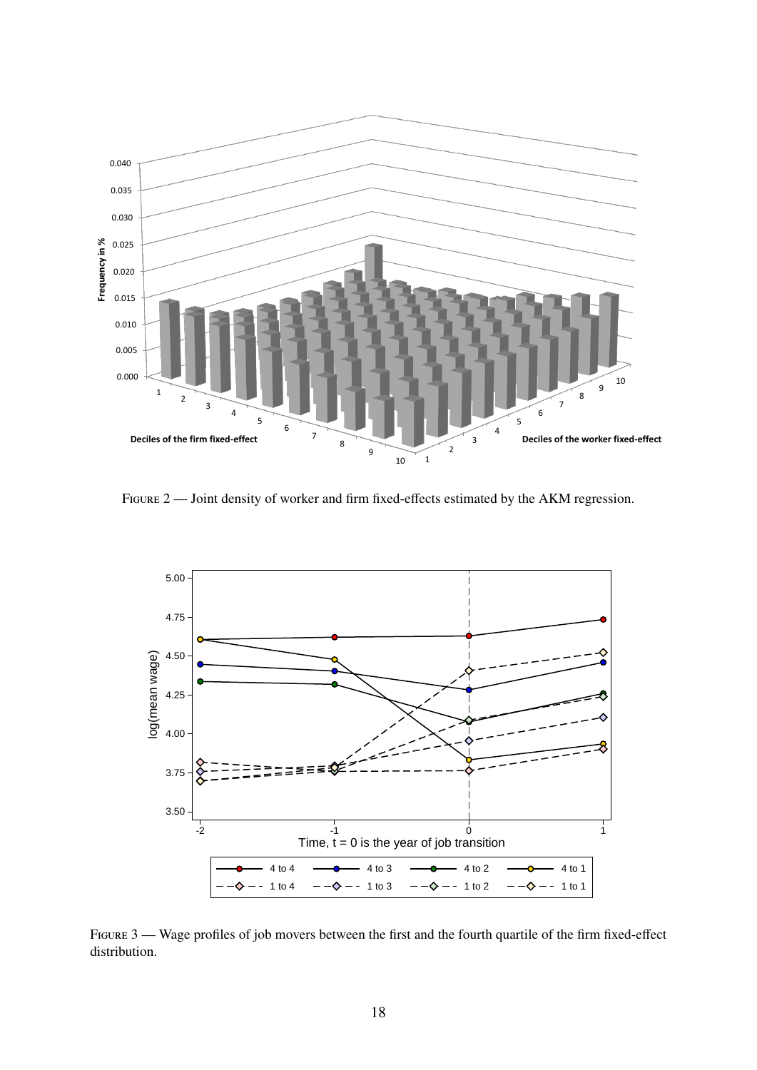Figure 2 — Joint density of worker and firm fixed-effects estimated by the AKM regression.

Figure 3 — Wage profiles of job movers between the first and the fourth quartile of the firm fixed-effect distribution.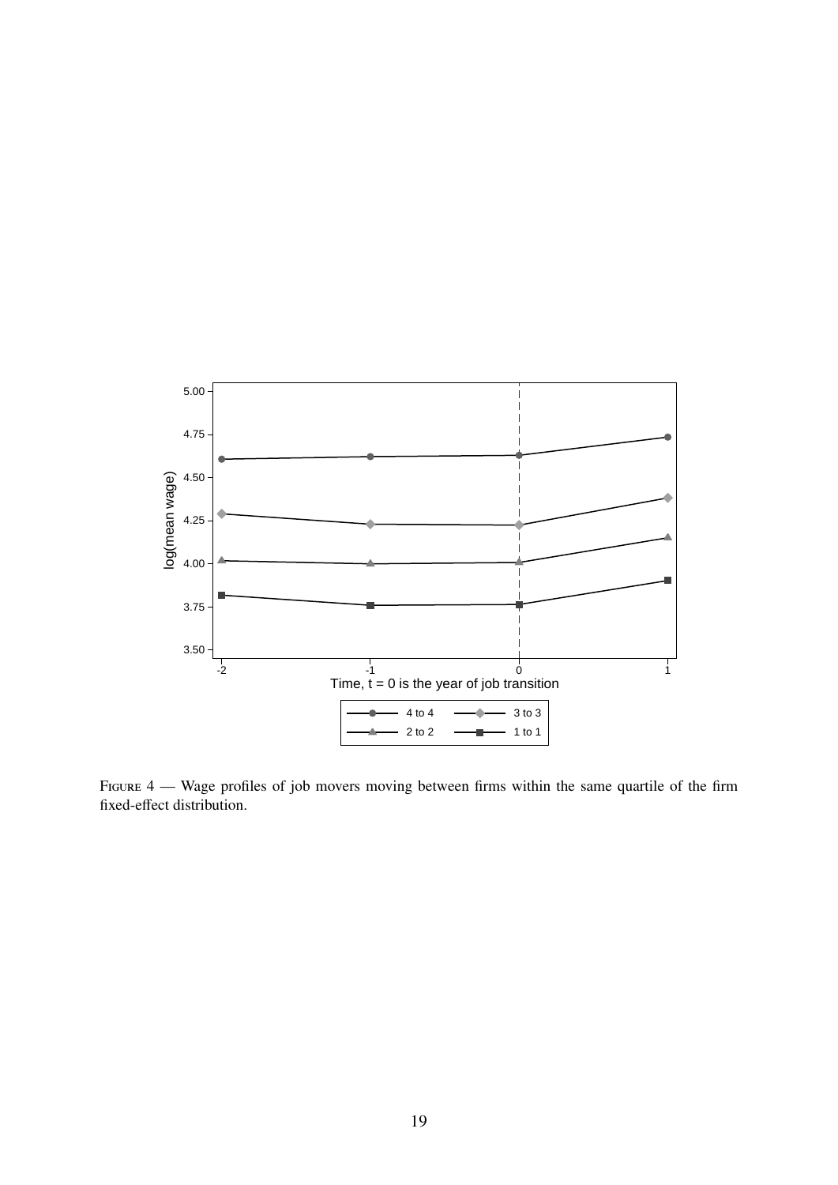Figure 4 — Wage profiles of job movers moving between firms within the same quartile of the firm fixed-effect distribution.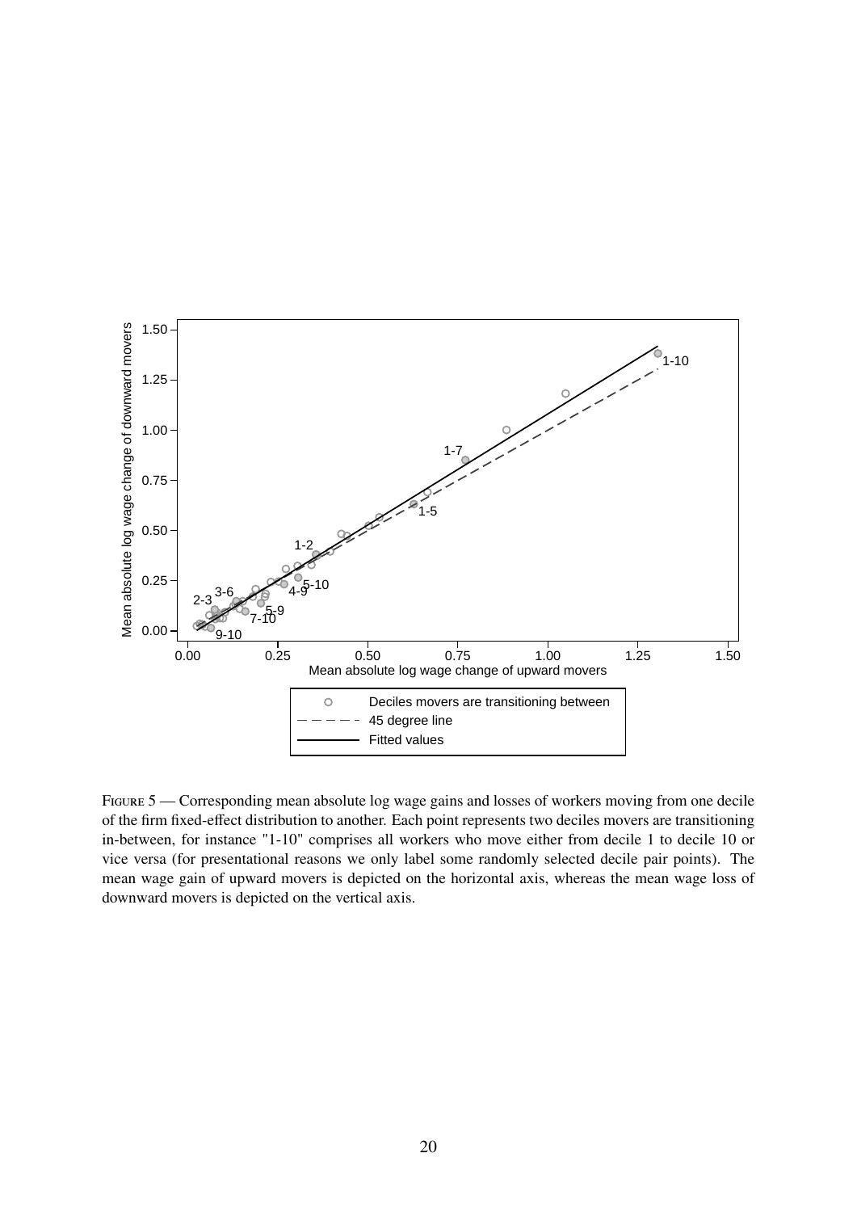Figure 5 — Corresponding mean absolute log wage gains and losses of workers moving from one decile of the firm fixed-effect distribution to another. Each point represents two deciles movers are transitioning in-between, for instance "1-10" comprises all workers who move either from decile 1 to decile 10 or vice versa (for presentational reasons we only label some randomly selected decile pair points). The mean wage gain of upward movers is depicted on the horizontal axis, whereas the mean wage loss of downward movers is depicted on the vertical axis.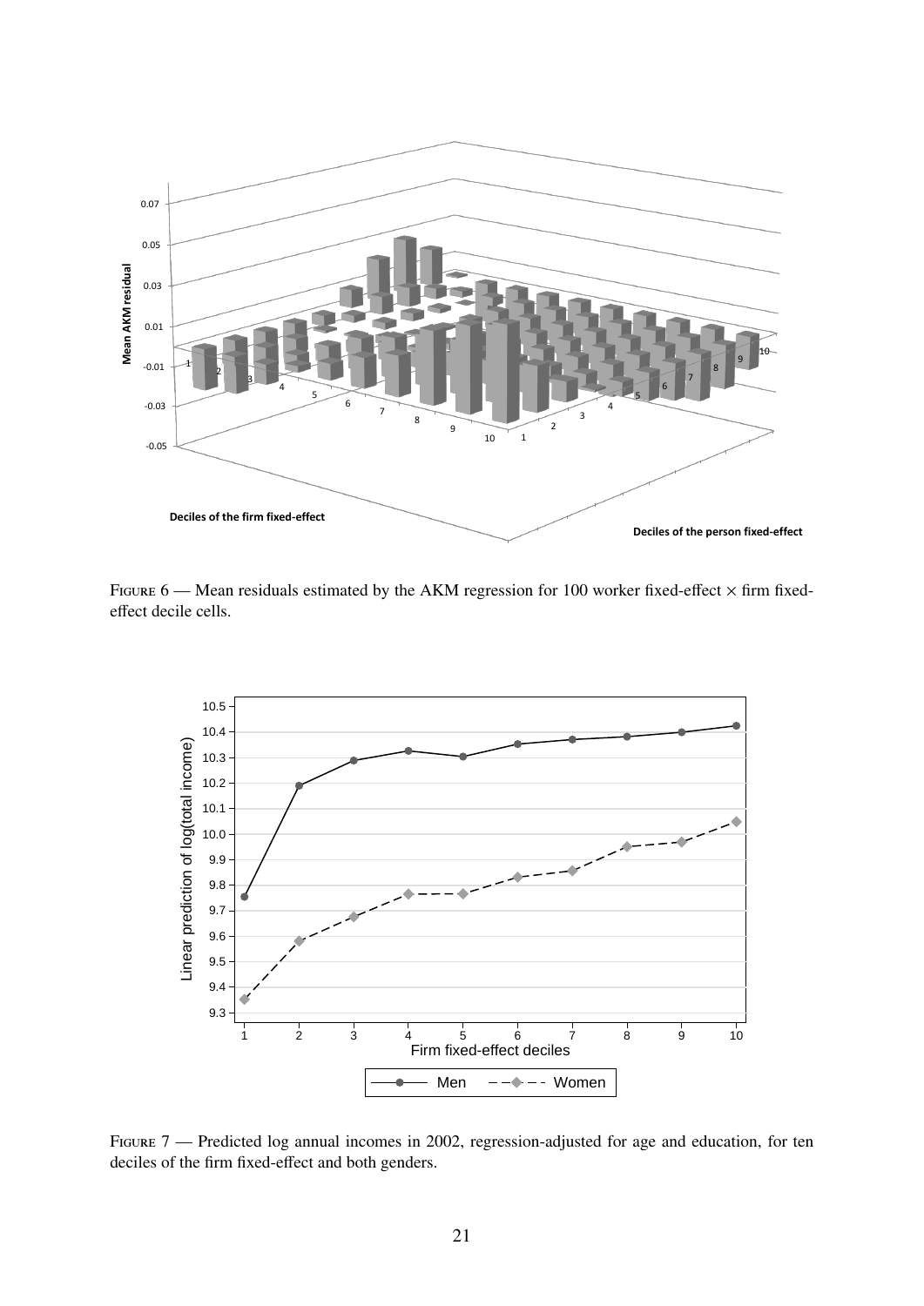Figure 6 — Mean residuals estimated by the AKM regression for 100 worker fixed-effect × firm fixed-effect decile cells.

Figure 7 — Predicted log annual incomes in 2002, regression-adjusted for age and education, for ten deciles of the firm fixed-effect and both genders.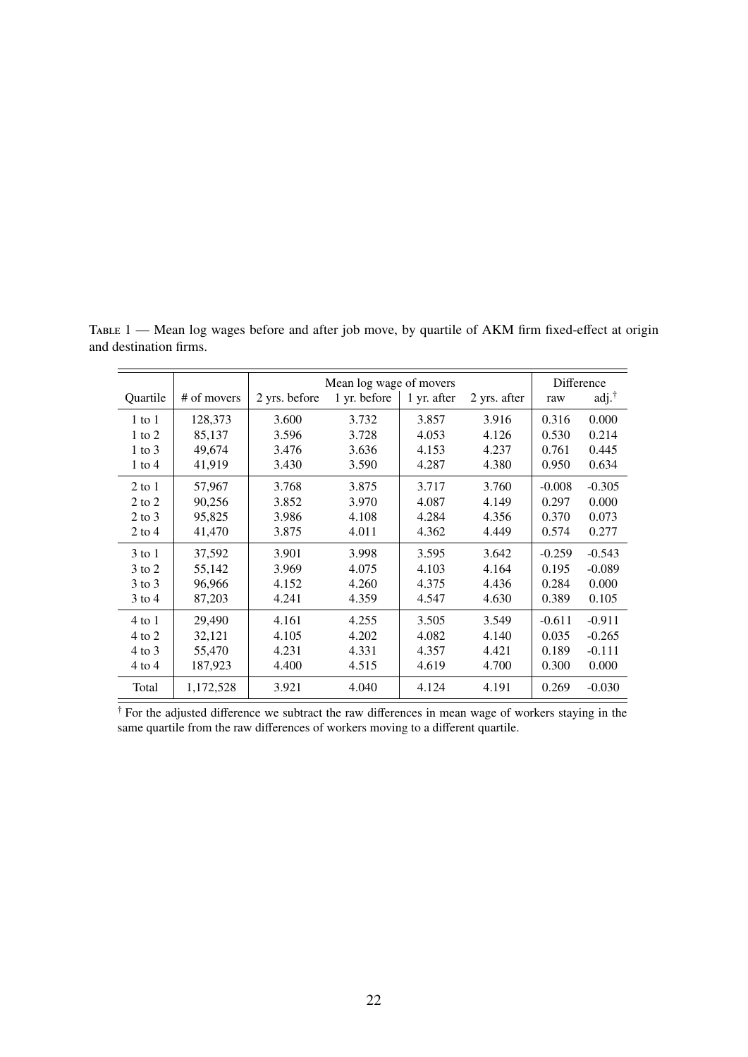Table 1 — Mean log wages before and after job move, by quartile of AKM firm fixed-effect at origin and destination firms.

| Quartile | # of movers | Mean log wage of movers | | | | Difference | |
|---|---|---|---|---|---|---|---|
| | | 2 yrs. before | 1 yr. before | 1 yr. after | 2 yrs. after | raw | adj.† |
| 1 to 1 | 128,373 | 3.600 | 3.732 | 3.857 | 3.916 | 0.316 | 0.000 |
| 1 to 2 | 85,137 | 3.596 | 3.728 | 4.053 | 4.126 | 0.530 | 0.214 |
| 1 to 3 | 49,674 | 3.476 | 3.636 | 4.153 | 4.237 | 0.761 | 0.445 |
| 1 to 4 | 41,919 | 3.430 | 3.590 | 4.287 | 4.380 | 0.950 | 0.634 |
| 2 to 1 | 57,967 | 3.768 | 3.875 | 3.717 | 3.760 | -0.008 | -0.305 |
| 2 to 2 | 90,256 | 3.852 | 3.970 | 4.087 | 4.149 | 0.297 | 0.000 |
| 2 to 3 | 95,825 | 3.986 | 4.108 | 4.284 | 4.356 | 0.370 | 0.073 |
| 2 to 4 | 41,470 | 3.875 | 4.011 | 4.362 | 4.449 | 0.574 | 0.277 |
| 3 to 1 | 37,592 | 3.901 | 3.998 | 3.595 | 3.642 | -0.259 | -0.543 |
| 3 to 2 | 55,142 | 3.969 | 4.075 | 4.103 | 4.164 | 0.195 | -0.089 |
| 3 to 3 | 96,966 | 4.152 | 4.260 | 4.375 | 4.436 | 0.284 | 0.000 |
| 3 to 4 | 87,203 | 4.241 | 4.359 | 4.547 | 4.630 | 0.389 | 0.105 |
| 4 to 1 | 29,490 | 4.161 | 4.255 | 3.505 | 3.549 | -0.611 | -0.911 |
| 4 to 2 | 32,121 | 4.105 | 4.202 | 4.082 | 4.140 | 0.035 | -0.265 |
| 4 to 3 | 55,470 | 4.231 | 4.331 | 4.357 | 4.421 | 0.189 | -0.111 |
| 4 to 4 | 187,923 | 4.400 | 4.515 | 4.619 | 4.700 | 0.300 | 0.000 |
| Total | 1,172,528 | 3.921 | 4.040 | 4.124 | 4.191 | 0.269 | -0.030 |

† For the adjusted difference we subtract the raw differences in mean wage of workers staying in the same quartile from the raw differences of workers moving to a different quartile.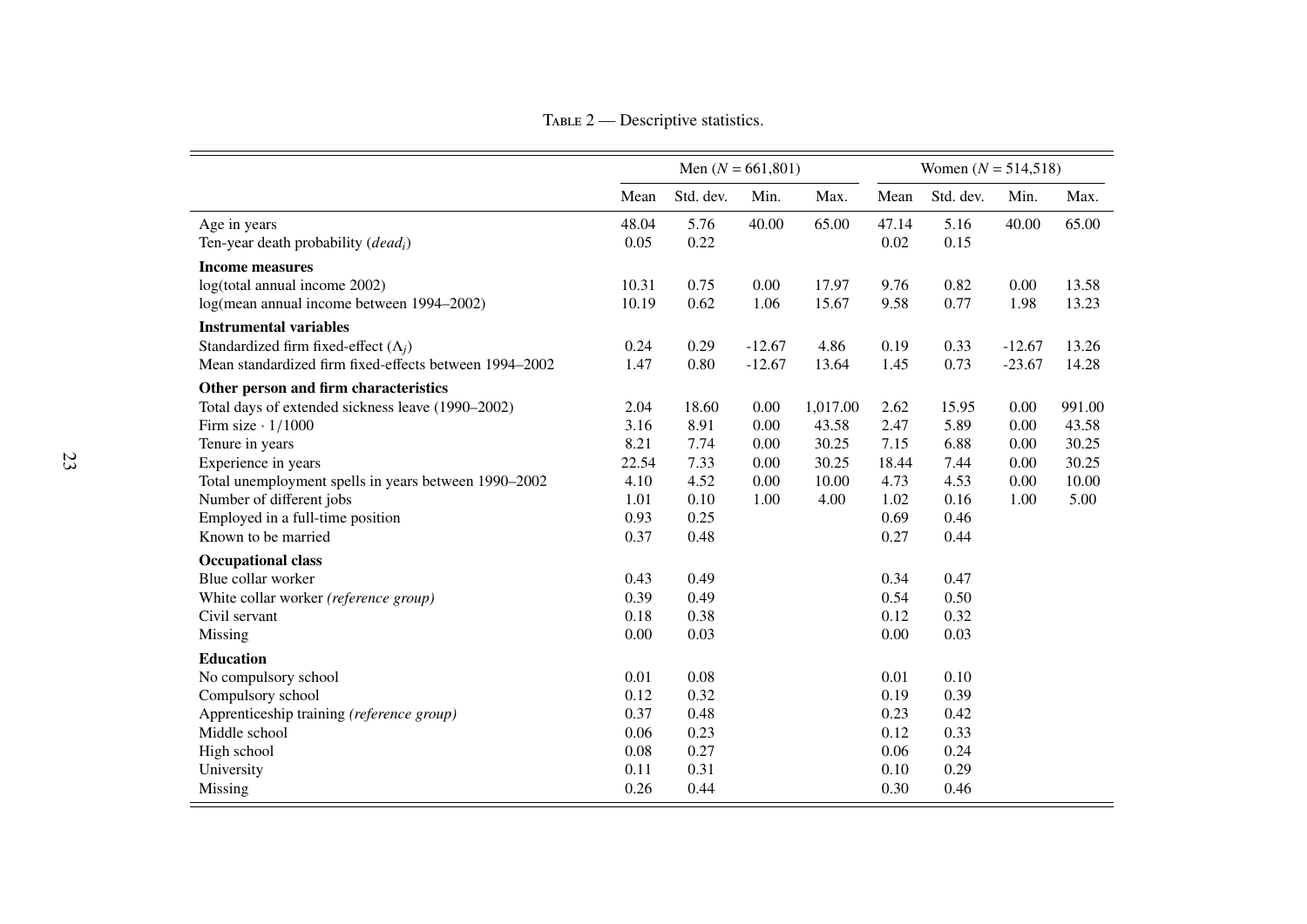Table 2 — Descriptive statistics.

| | Men ($N$ = 661,801) | | | | Women ($N$ = 514,518) | | | |
|---|---|---|---|---|---|---|---|---|
| | Mean | Std. dev. | Min. | Max. | Mean | Std. dev. | Min. | Max. |
| Age in years | 48.04 | 5.76 | 40.00 | 65.00 | 47.14 | 5.16 | 40.00 | 65.00 |
| Ten-year death probability ($dead_i$) | 0.05 | 0.22 | | | 0.02 | 0.15 | | |
| **Income measures** | | | | | | | | |
| log(total annual income 2002) | 10.31 | 0.75 | 0.00 | 17.97 | 9.76 | 0.82 | 0.00 | 13.58 |
| log(mean annual income between 1994–2002) | 10.19 | 0.62 | 1.06 | 15.67 | 9.58 | 0.77 | 1.98 | 13.23 |
| **Instrumental variables** | | | | | | | | |
| Standardized firm fixed-effect ($\Lambda_j$) | 0.24 | 0.29 | -12.67 | 4.86 | 0.19 | 0.33 | -12.67 | 13.26 |
| Mean standardized firm fixed-effects between 1994–2002 | 1.47 | 0.80 | -12.67 | 13.64 | 1.45 | 0.73 | -23.67 | 14.28 |
| **Other person and firm characteristics** | | | | | | | | |
| Total days of extended sickness leave (1990–2002) | 2.04 | 18.60 | 0.00 | 1,017.00 | 2.62 | 15.95 | 0.00 | 991.00 |
| Firm size · 1/1000 | 3.16 | 8.91 | 0.00 | 43.58 | 2.47 | 5.89 | 0.00 | 43.58 |
| Tenure in years | 8.21 | 7.74 | 0.00 | 30.25 | 7.15 | 6.88 | 0.00 | 30.25 |
| Experience in years | 22.54 | 7.33 | 0.00 | 30.25 | 18.44 | 7.44 | 0.00 | 30.25 |
| Total unemployment spells in years between 1990–2002 | 4.10 | 4.52 | 0.00 | 10.00 | 4.73 | 4.53 | 0.00 | 10.00 |
| Number of different jobs | 1.01 | 0.10 | 1.00 | 4.00 | 1.02 | 0.16 | 1.00 | 5.00 |
| Employed in a full-time position | 0.93 | 0.25 | | | 0.69 | 0.46 | | |
| Known to be married | 0.37 | 0.48 | | | 0.27 | 0.44 | | |
| **Occupational class** | | | | | | | | |
| Blue collar worker | 0.43 | 0.49 | | | 0.34 | 0.47 | | |
| White collar worker *(reference group)* | 0.39 | 0.49 | | | 0.54 | 0.50 | | |
| Civil servant | 0.18 | 0.38 | | | 0.12 | 0.32 | | |
| Missing | 0.00 | 0.03 | | | 0.00 | 0.03 | | |
| **Education** | | | | | | | | |
| No compulsory school | 0.01 | 0.08 | | | 0.01 | 0.10 | | |
| Compulsory school | 0.12 | 0.32 | | | 0.19 | 0.39 | | |
| Apprenticeship training *(reference group)* | 0.37 | 0.48 | | | 0.23 | 0.42 | | |
| Middle school | 0.06 | 0.23 | | | 0.12 | 0.33 | | |
| High school | 0.08 | 0.27 | | | 0.06 | 0.24 | | |
| University | 0.11 | 0.31 | | | 0.10 | 0.29 | | |
| Missing | 0.26 | 0.44 | | | 0.30 | 0.46 | | |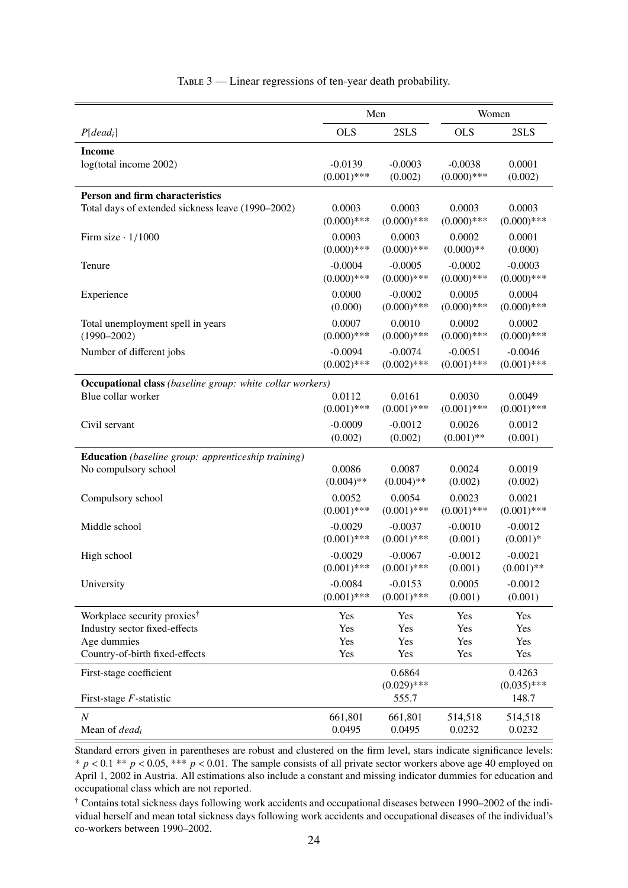Table 3 — Linear regressions of ten-year death probability.

| | Men | | Women | |
|---|---|---|---|---|
| $P[dead_i]$ | OLS | 2SLS | OLS | 2SLS |
| **Income** | | | | |
| log(total income 2002) | -0.0139 | -0.0003 | -0.0038 | 0.0001 |
| | (0.001)*** | (0.002) | (0.000)*** | (0.002) |
| **Person and firm characteristics** | | | | |
| Total days of extended sickness leave (1990–2002) | 0.0003 | 0.0003 | 0.0003 | 0.0003 |
| | (0.000)*** | (0.000)*** | (0.000)*** | (0.000)*** |
| Firm size · 1/1000 | 0.0003 | 0.0003 | 0.0002 | 0.0001 |
| | (0.000)*** | (0.000)*** | (0.000)** | (0.000) |
| Tenure | -0.0004 | -0.0005 | -0.0002 | -0.0003 |
| | (0.000)*** | (0.000)*** | (0.000)*** | (0.000)*** |
| Experience | 0.0000 | -0.0002 | 0.0005 | 0.0004 |
| | (0.000) | (0.000)*** | (0.000)*** | (0.000)*** |
| Total unemployment spell in years (1990–2002) | 0.0007 | 0.0010 | 0.0002 | 0.0002 |
| | (0.000)*** | (0.000)*** | (0.000)*** | (0.000)*** |
| Number of different jobs | -0.0094 | -0.0074 | -0.0051 | -0.0046 |
| | (0.002)*** | (0.002)*** | (0.001)*** | (0.001)*** |
| **Occupational class** *(baseline group: white collar workers)* | | | | |
| Blue collar worker | 0.0112 | 0.0161 | 0.0030 | 0.0049 |
| | (0.001)*** | (0.001)*** | (0.001)*** | (0.001)*** |
| Civil servant | -0.0009 | -0.0012 | 0.0026 | 0.0012 |
| | (0.002) | (0.002) | (0.001)** | (0.001) |
| **Education** *(baseline group: apprenticeship training)* | | | | |
| No compulsory school | 0.0086 | 0.0087 | 0.0024 | 0.0019 |
| | (0.004)** | (0.004)** | (0.002) | (0.002) |
| Compulsory school | 0.0052 | 0.0054 | 0.0023 | 0.0021 |
| | (0.001)*** | (0.001)*** | (0.001)*** | (0.001)*** |
| Middle school | -0.0029 | -0.0037 | -0.0010 | -0.0012 |
| | (0.001)*** | (0.001)*** | (0.001) | (0.001)* |
| High school | -0.0029 | -0.0067 | -0.0012 | -0.0021 |
| | (0.001)*** | (0.001)*** | (0.001) | (0.001)** |
| University | -0.0084 | -0.0153 | 0.0005 | -0.0012 |
| | (0.001)*** | (0.001)*** | (0.001) | (0.001) |
| Workplace security proxies[†] | Yes | Yes | Yes | Yes |
| Industry sector fixed-effects | Yes | Yes | Yes | Yes |
| Age dummies | Yes | Yes | Yes | Yes |
| Country-of-birth fixed-effects | Yes | Yes | Yes | Yes |
| First-stage coefficient | | 0.6864 | | 0.4263 |
| | | (0.029)*** | | (0.035)*** |
| First-stage $F$-statistic | | 555.7 | | 148.7 |
| $N$ | 661,801 | 661,801 | 514,518 | 514,518 |
| Mean of $dead_i$ | 0.0495 | 0.0495 | 0.0232 | 0.0232 |

Standard errors given in parentheses are robust and clustered on the firm level, stars indicate significance levels: * $p < 0.1$ ** $p < 0.05$, *** $p < 0.01$. The sample consists of all private sector workers above age 40 employed on April 1, 2002 in Austria. All estimations also include a constant and missing indicator dummies for education and occupational class which are not reported.

[†] Contains total sickness days following work accidents and occupational diseases between 1990–2002 of the individual herself and mean total sickness days following work accidents and occupational diseases of the individual's co-workers between 1990–2002.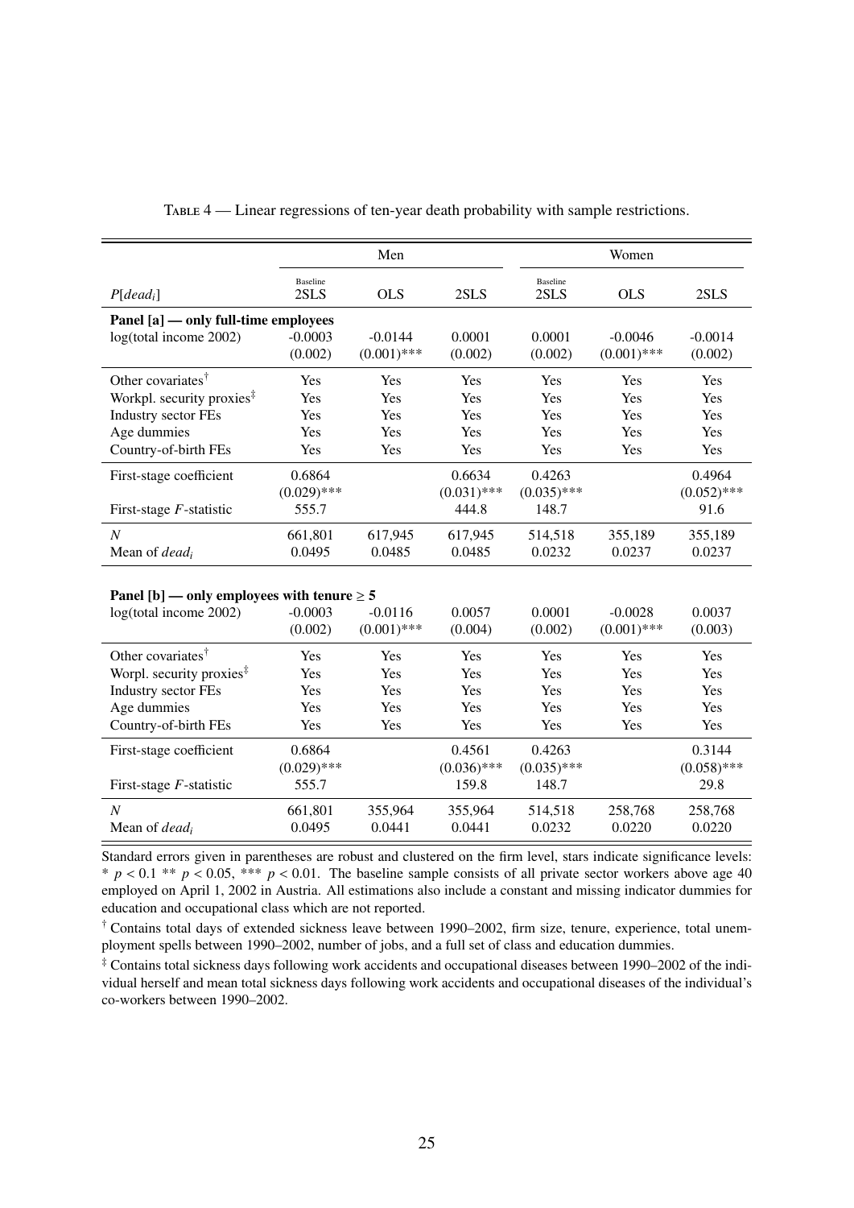Table 4 — Linear regressions of ten-year death probability with sample restrictions.

| | Men | | | Women | | |
|---|---|---|---|---|---|---|
| $P[dead_i]$ | Baseline 2SLS | OLS | 2SLS | Baseline 2SLS | OLS | 2SLS |
| **Panel [a] — only full-time employees** | | | | | | |
| log(total income 2002) | -0.0003 | -0.0144 | 0.0001 | 0.0001 | -0.0046 | -0.0014 |
| | (0.002) | (0.001)*** | (0.002) | (0.002) | (0.001)*** | (0.002) |
| Other covariates[†] | Yes | Yes | Yes | Yes | Yes | Yes |
| Workpl. security proxies[‡] | Yes | Yes | Yes | Yes | Yes | Yes |
| Industry sector FEs | Yes | Yes | Yes | Yes | Yes | Yes |
| Age dummies | Yes | Yes | Yes | Yes | Yes | Yes |
| Country-of-birth FEs | Yes | Yes | Yes | Yes | Yes | Yes |
| First-stage coefficient | 0.6864 | | 0.6634 | 0.4263 | | 0.4964 |
| | (0.029)*** | | (0.031)*** | (0.035)*** | | (0.052)*** |
| First-stage $F$-statistic | 555.7 | | 444.8 | 148.7 | | 91.6 |
| $N$ | 661,801 | 617,945 | 617,945 | 514,518 | 355,189 | 355,189 |
| Mean of $dead_i$ | 0.0495 | 0.0485 | 0.0485 | 0.0232 | 0.0237 | 0.0237 |
| **Panel [b] — only employees with tenure ≥ 5** | | | | | | |
| log(total income 2002) | -0.0003 | -0.0116 | 0.0057 | 0.0001 | -0.0028 | 0.0037 |
| | (0.002) | (0.001)*** | (0.004) | (0.002) | (0.001)*** | (0.003) |
| Other covariates[†] | Yes | Yes | Yes | Yes | Yes | Yes |
| Worpl. security proxies[‡] | Yes | Yes | Yes | Yes | Yes | Yes |
| Industry sector FEs | Yes | Yes | Yes | Yes | Yes | Yes |
| Age dummies | Yes | Yes | Yes | Yes | Yes | Yes |
| Country-of-birth FEs | Yes | Yes | Yes | Yes | Yes | Yes |
| First-stage coefficient | 0.6864 | | 0.4561 | 0.4263 | | 0.3144 |
| | (0.029)*** | | (0.036)*** | (0.035)*** | | (0.058)*** |
| First-stage $F$-statistic | 555.7 | | 159.8 | 148.7 | | 29.8 |
| $N$ | 661,801 | 355,964 | 355,964 | 514,518 | 258,768 | 258,768 |
| Mean of $dead_i$ | 0.0495 | 0.0441 | 0.0441 | 0.0232 | 0.0220 | 0.0220 |

Standard errors given in parentheses are robust and clustered on the firm level, stars indicate significance levels: * $p < 0.1$ ** $p < 0.05$, *** $p < 0.01$. The baseline sample consists of all private sector workers above age 40 employed on April 1, 2002 in Austria. All estimations also include a constant and missing indicator dummies for education and occupational class which are not reported.

[†] Contains total days of extended sickness leave between 1990–2002, firm size, tenure, experience, total unemployment spells between 1990–2002, number of jobs, and a full set of class and education dummies.

[‡] Contains total sickness days following work accidents and occupational diseases between 1990–2002 of the individual herself and mean total sickness days following work accidents and occupational diseases of the individual's co-workers between 1990–2002.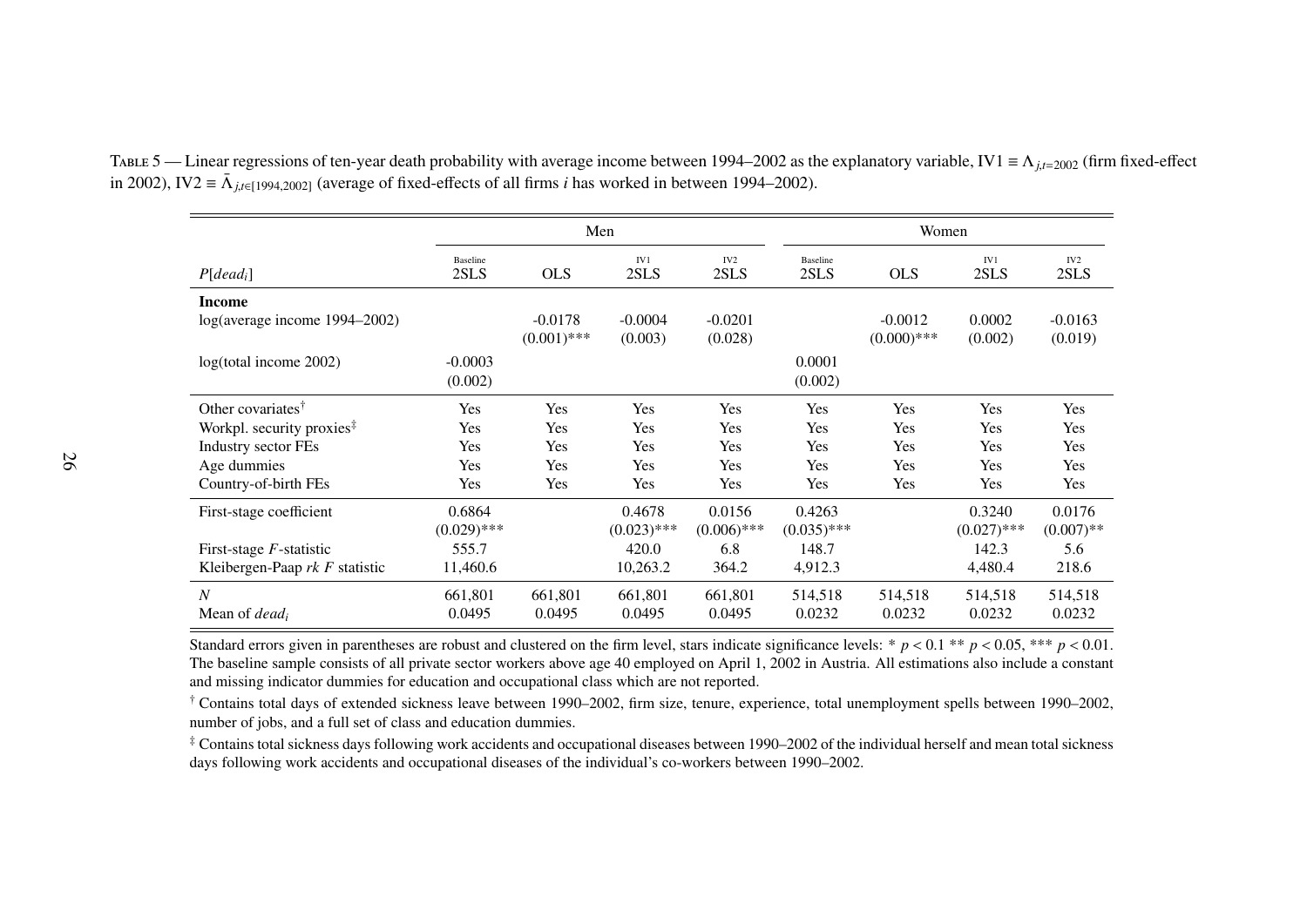TABLE 5 — Linear regressions of ten-year death probability with average income between 1994–2002 as the explanatory variable, IV1 ≡ $\Lambda_{j,t=2002}$ (firm fixed-effect in 2002), IV2 ≡ $\bar{\Lambda}_{j,t\in[1994,2002]}$ (average of fixed-effects of all firms $i$ has worked in between 1994–2002).

| | Men | | | | Women | | | |
|---|---|---|---|---|---|---|---|---|
| $P[dead_i]$ | Baseline 2SLS | OLS | IV1 2SLS | IV2 2SLS | Baseline 2SLS | OLS | IV1 2SLS | IV2 2SLS |
| **Income** | | | | | | | | |
| log(average income 1994–2002) | | -0.0178 | -0.0004 | -0.0201 | | -0.0012 | 0.0002 | -0.0163 |
| | | (0.001)*** | (0.003) | (0.028) | | (0.000)*** | (0.002) | (0.019) |
| log(total income 2002) | -0.0003 | | | | 0.0001 | | | |
| | (0.002) | | | | (0.002) | | | |
| Other covariates† | Yes | Yes | Yes | Yes | Yes | Yes | Yes | Yes |
| Workpl. security proxies‡ | Yes | Yes | Yes | Yes | Yes | Yes | Yes | Yes |
| Industry sector FEs | Yes | Yes | Yes | Yes | Yes | Yes | Yes | Yes |
| Age dummies | Yes | Yes | Yes | Yes | Yes | Yes | Yes | Yes |
| Country-of-birth FEs | Yes | Yes | Yes | Yes | Yes | Yes | Yes | Yes |
| First-stage coefficient | 0.6864 | | 0.4678 | 0.0156 | 0.4263 | | 0.3240 | 0.0176 |
| | (0.029)*** | | (0.023)*** | (0.006)*** | (0.035)*** | | (0.027)*** | (0.007)** |
| First-stage $F$-statistic | 555.7 | | 420.0 | 6.8 | 148.7 | | 142.3 | 5.6 |
| Kleibergen-Paap $rk$ $F$ statistic | 11,460.6 | | 10,263.2 | 364.2 | 4,912.3 | | 4,480.4 | 218.6 |
| $N$ | 661,801 | 661,801 | 661,801 | 661,801 | 514,518 | 514,518 | 514,518 | 514,518 |
| Mean of $dead_i$ | 0.0495 | 0.0495 | 0.0495 | 0.0495 | 0.0232 | 0.0232 | 0.0232 | 0.0232 |

Standard errors given in parentheses are robust and clustered on the firm level, stars indicate significance levels: * $p < 0.1$ ** $p < 0.05$, *** $p < 0.01$. The baseline sample consists of all private sector workers above age 40 employed on April 1, 2002 in Austria. All estimations also include a constant and missing indicator dummies for education and occupational class which are not reported.

† Contains total days of extended sickness leave between 1990–2002, firm size, tenure, experience, total unemployment spells between 1990–2002, number of jobs, and a full set of class and education dummies.

‡ Contains total sickness days following work accidents and occupational diseases between 1990–2002 of the individual herself and mean total sickness days following work accidents and occupational diseases of the individual's co-workers between 1990–2002.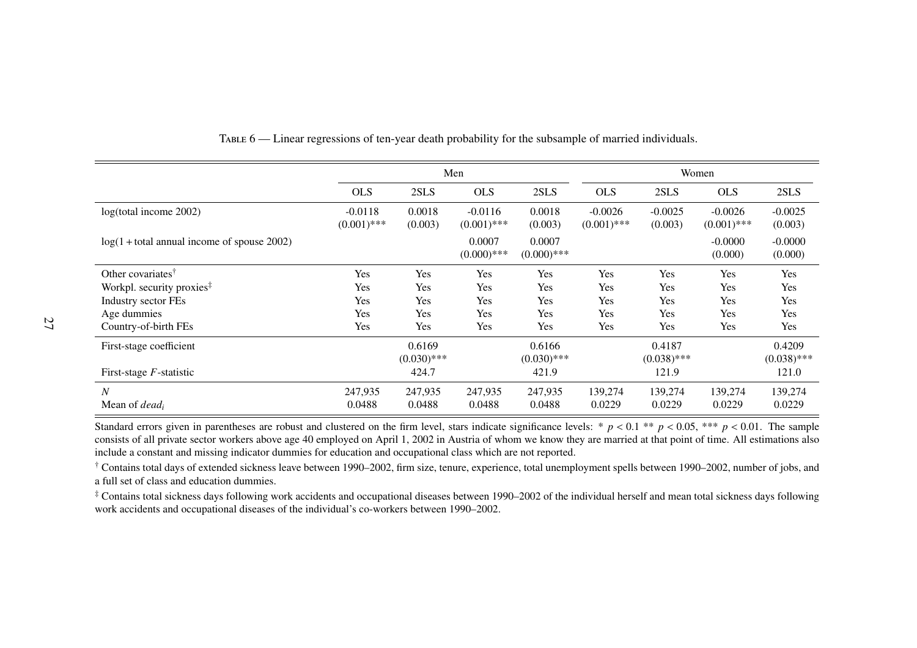Table 6 — Linear regressions of ten-year death probability for the subsample of married individuals.

| | Men | | | | Women | | | |
|---|---|---|---|---|---|---|---|---|
| | OLS | 2SLS | OLS | 2SLS | OLS | 2SLS | OLS | 2SLS |
| log(total income 2002) | -0.0118<br>(0.001)*** | 0.0018<br>(0.003) | -0.0116<br>(0.001)*** | 0.0018<br>(0.003) | -0.0026<br>(0.001)*** | -0.0025<br>(0.003) | -0.0026<br>(0.001)*** | -0.0025<br>(0.003) |
| log(1 + total annual income of spouse 2002) | | | 0.0007<br>(0.000)*** | 0.0007<br>(0.000)*** | | | -0.0000<br>(0.000) | -0.0000<br>(0.000) |
| Other covariates[†] | Yes | Yes | Yes | Yes | Yes | Yes | Yes | Yes |
| Workpl. security proxies[‡] | Yes | Yes | Yes | Yes | Yes | Yes | Yes | Yes |
| Industry sector FEs | Yes | Yes | Yes | Yes | Yes | Yes | Yes | Yes |
| Age dummies | Yes | Yes | Yes | Yes | Yes | Yes | Yes | Yes |
| Country-of-birth FEs | Yes | Yes | Yes | Yes | Yes | Yes | Yes | Yes |
| First-stage coefficient | | 0.6169<br>(0.030)*** | | 0.6166<br>(0.030)*** | | 0.4187<br>(0.038)*** | | 0.4209<br>(0.038)*** |
| First-stage $F$-statistic | | 424.7 | | 421.9 | | 121.9 | | 121.0 |
| $N$ | 247,935 | 247,935 | 247,935 | 247,935 | 139,274 | 139,274 | 139,274 | 139,274 |
| Mean of $dead_i$ | 0.0488 | 0.0488 | 0.0488 | 0.0488 | 0.0229 | 0.0229 | 0.0229 | 0.0229 |

Standard errors given in parentheses are robust and clustered on the firm level, stars indicate significance levels: * $p < 0.1$ ** $p < 0.05$, *** $p < 0.01$. The sample consists of all private sector workers above age 40 employed on April 1, 2002 in Austria of whom we know they are married at that point of time. All estimations also include a constant and missing indicator dummies for education and occupational class which are not reported.

[†] Contains total days of extended sickness leave between 1990–2002, firm size, tenure, experience, total unemployment spells between 1990–2002, number of jobs, and a full set of class and education dummies.

[‡] Contains total sickness days following work accidents and occupational diseases between 1990–2002 of the individual herself and mean total sickness days following work accidents and occupational diseases of the individual's co-workers between 1990–2002.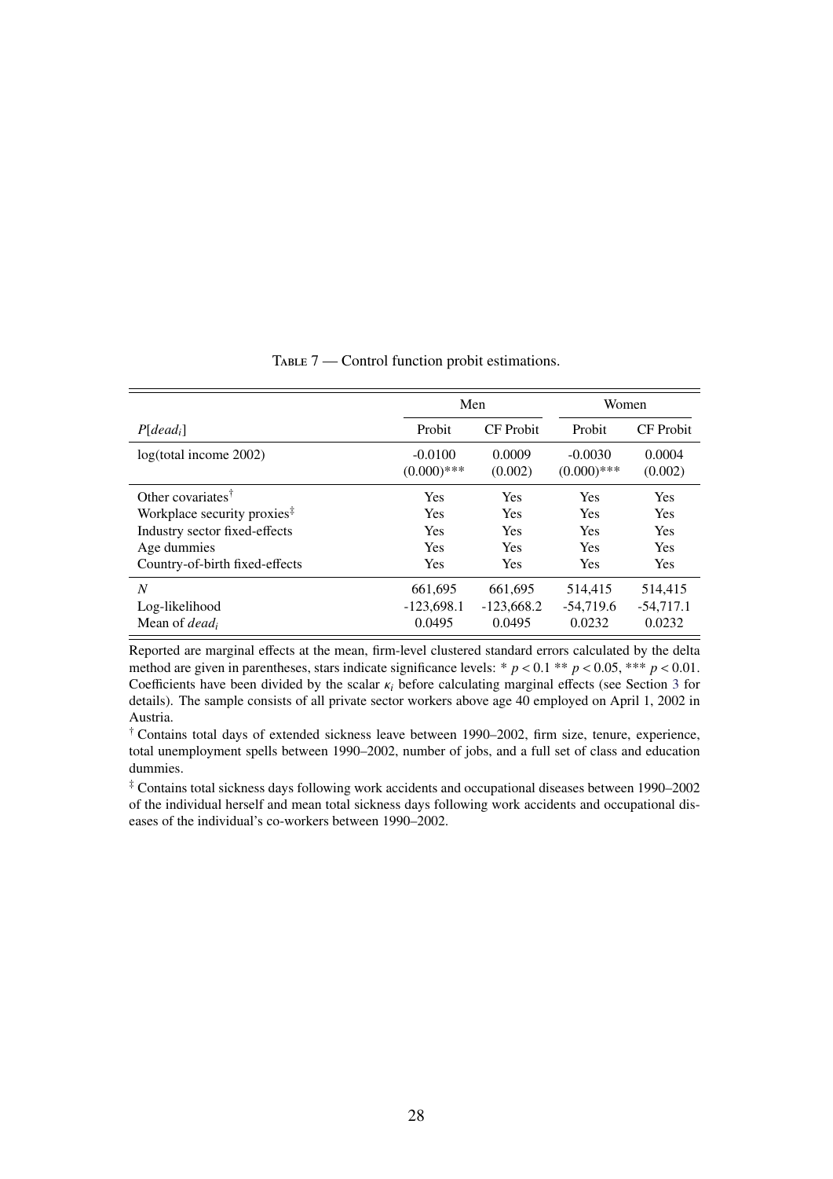TABLE 7 — Control function probit estimations.

| | Men | | Women | |
|---|---|---|---|---|
| $P[dead_i]$ | Probit | CF Probit | Probit | CF Probit |
| log(total income 2002) | -0.0100 (0.000)*** | 0.0009 (0.002) | -0.0030 (0.000)*** | 0.0004 (0.002) |
| Other covariates[†] | Yes | Yes | Yes | Yes |
| Workplace security proxies[‡] | Yes | Yes | Yes | Yes |
| Industry sector fixed-effects | Yes | Yes | Yes | Yes |
| Age dummies | Yes | Yes | Yes | Yes |
| Country-of-birth fixed-effects | Yes | Yes | Yes | Yes |
| $N$ | 661,695 | 661,695 | 514,415 | 514,415 |
| Log-likelihood | -123,698.1 | -123,668.2 | -54,719.6 | -54,717.1 |
| Mean of $dead_i$ | 0.0495 | 0.0495 | 0.0232 | 0.0232 |

Reported are marginal effects at the mean, firm-level clustered standard errors calculated by the delta method are given in parentheses, stars indicate significance levels: * $p < 0.1$ ** $p < 0.05$, *** $p < 0.01$. Coefficients have been divided by the scalar $\kappa_i$ before calculating marginal effects (see Section 3 for details). The sample consists of all private sector workers above age 40 employed on April 1, 2002 in Austria.

[†] Contains total days of extended sickness leave between 1990–2002, firm size, tenure, experience, total unemployment spells between 1990–2002, number of jobs, and a full set of class and education dummies.

[‡] Contains total sickness days following work accidents and occupational diseases between 1990–2002 of the individual herself and mean total sickness days following work accidents and occupational diseases of the individual's co-workers between 1990–2002.